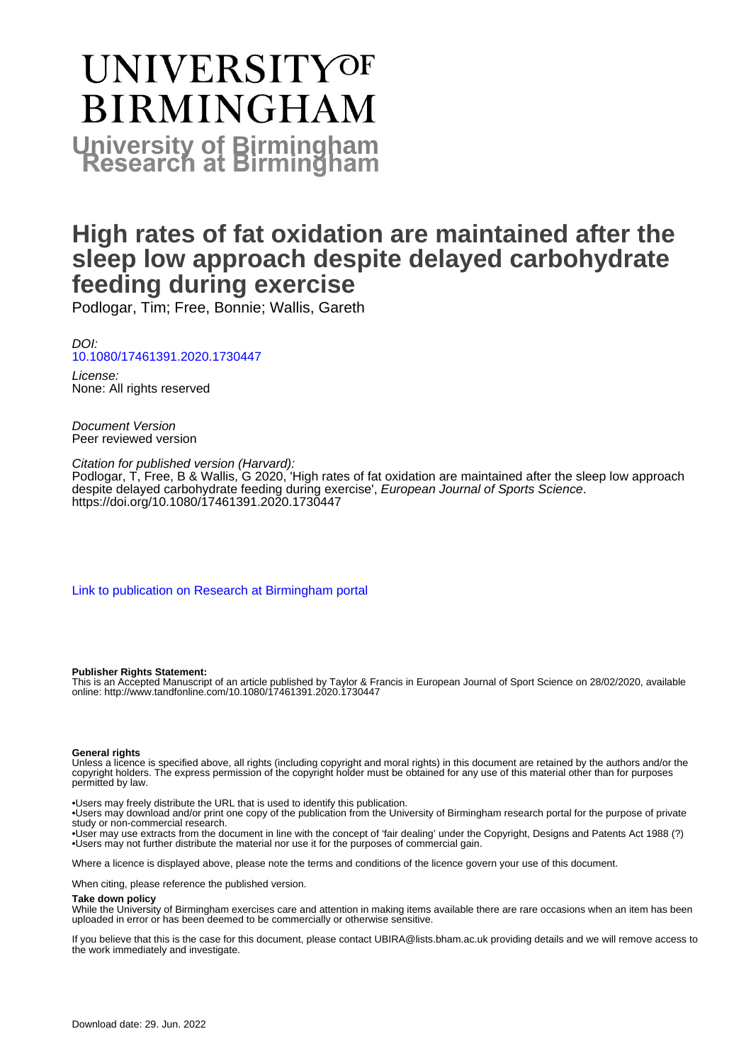# UNIVERSITY OF BIRMINGHAM

**University of Birmingham Research at Birmingham**

# High rates of fat oxidation are maintained after the sleep low approach despite delayed carbohydrate feeding during exercise

Podlogar, Tim; Free, Bonnie; Wallis, Gareth

*DOI:*
[10.1080/17461391.2020.1730447](https://doi.org/10.1080/17461391.2020.1730447)

*License:*
None: All rights reserved

*Document Version*
Peer reviewed version

*Citation for published version (Harvard):*
Podlogar, T, Free, B & Wallis, G 2020, 'High rates of fat oxidation are maintained after the sleep low approach despite delayed carbohydrate feeding during exercise', *European Journal of Sports Science*. https://doi.org/10.1080/17461391.2020.1730447

[Link to publication on Research at Birmingham portal]

**Publisher Rights Statement:**
This is an Accepted Manuscript of an article published by Taylor & Francis in European Journal of Sport Science on 28/02/2020, available online: http://www.tandfonline.com/10.1080/17461391.2020.1730447

**General rights**
Unless a licence is specified above, all rights (including copyright and moral rights) in this document are retained by the authors and/or the copyright holders. The express permission of the copyright holder must be obtained for any use of this material other than for purposes permitted by law.

•Users may freely distribute the URL that is used to identify this publication.
•Users may download and/or print one copy of the publication from the University of Birmingham research portal for the purpose of private study or non-commercial research.
•User may use extracts from the document in line with the concept of 'fair dealing' under the Copyright, Designs and Patents Act 1988 (?)
•Users may not further distribute the material nor use it for the purposes of commercial gain.

Where a licence is displayed above, please note the terms and conditions of the licence govern your use of this document.

When citing, please reference the published version.

**Take down policy**
While the University of Birmingham exercises care and attention in making items available there are rare occasions when an item has been uploaded in error or has been deemed to be commercially or otherwise sensitive.

If you believe that this is the case for this document, please contact UBIRA@lists.bham.ac.uk providing details and we will remove access to the work immediately and investigate.

Download date: 29. Jun. 2022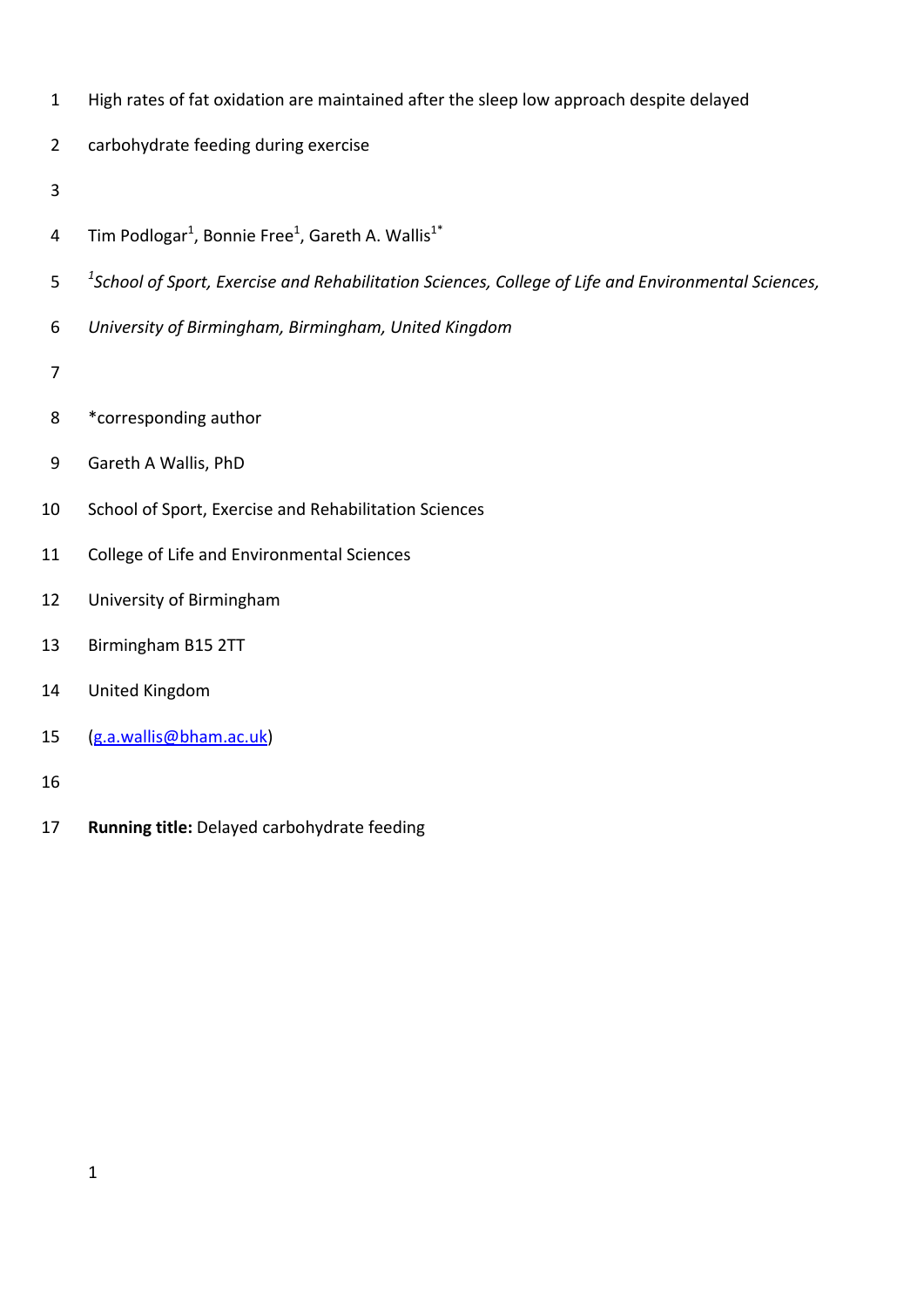High rates of fat oxidation are maintained after the sleep low approach despite delayed carbohydrate feeding during exercise

Tim Podlogar[1], Bonnie Free[1], Gareth A. Wallis[1*]

[1]*School of Sport, Exercise and Rehabilitation Sciences, College of Life and Environmental Sciences, University of Birmingham, Birmingham, United Kingdom*

*corresponding author

Gareth A Wallis, PhD

School of Sport, Exercise and Rehabilitation Sciences

College of Life and Environmental Sciences

University of Birmingham

Birmingham B15 2TT

United Kingdom

(g.a.wallis@bham.ac.uk)

**Running title:** Delayed carbohydrate feeding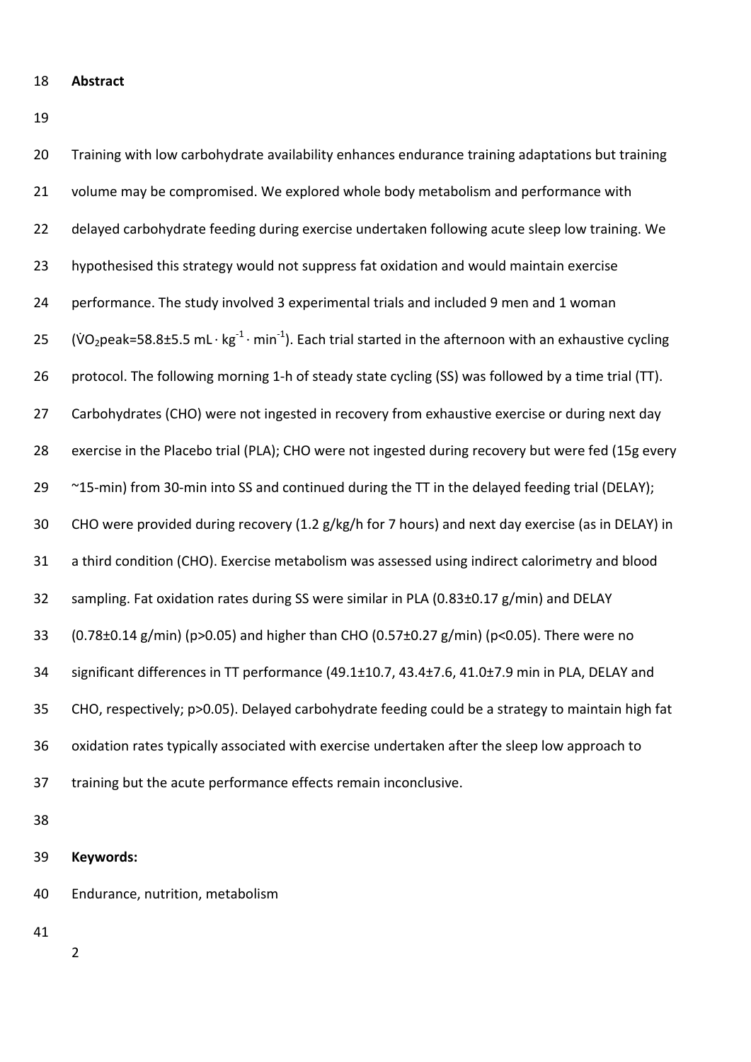## Abstract

Training with low carbohydrate availability enhances endurance training adaptations but training volume may be compromised. We explored whole body metabolism and performance with delayed carbohydrate feeding during exercise undertaken following acute sleep low training. We hypothesised this strategy would not suppress fat oxidation and would maintain exercise performance. The study involved 3 experimental trials and included 9 men and 1 woman ($\dot{V}O_2$peak=58.8±5.5 mL · kg$^{-1}$ · min$^{-1}$). Each trial started in the afternoon with an exhaustive cycling protocol. The following morning 1-h of steady state cycling (SS) was followed by a time trial (TT). Carbohydrates (CHO) were not ingested in recovery from exhaustive exercise or during next day exercise in the Placebo trial (PLA); CHO were not ingested during recovery but were fed (15g every ~15-min) from 30-min into SS and continued during the TT in the delayed feeding trial (DELAY); CHO were provided during recovery (1.2 g/kg/h for 7 hours) and next day exercise (as in DELAY) in a third condition (CHO). Exercise metabolism was assessed using indirect calorimetry and blood sampling. Fat oxidation rates during SS were similar in PLA (0.83±0.17 g/min) and DELAY (0.78±0.14 g/min) ($p>0.05$) and higher than CHO (0.57±0.27 g/min) ($p<0.05$). There were no significant differences in TT performance (49.1±10.7, 43.4±7.6, 41.0±7.9 min in PLA, DELAY and CHO, respectively; $p>0.05$). Delayed carbohydrate feeding could be a strategy to maintain high fat oxidation rates typically associated with exercise undertaken after the sleep low approach to training but the acute performance effects remain inconclusive.

**Keywords:**

Endurance, nutrition, metabolism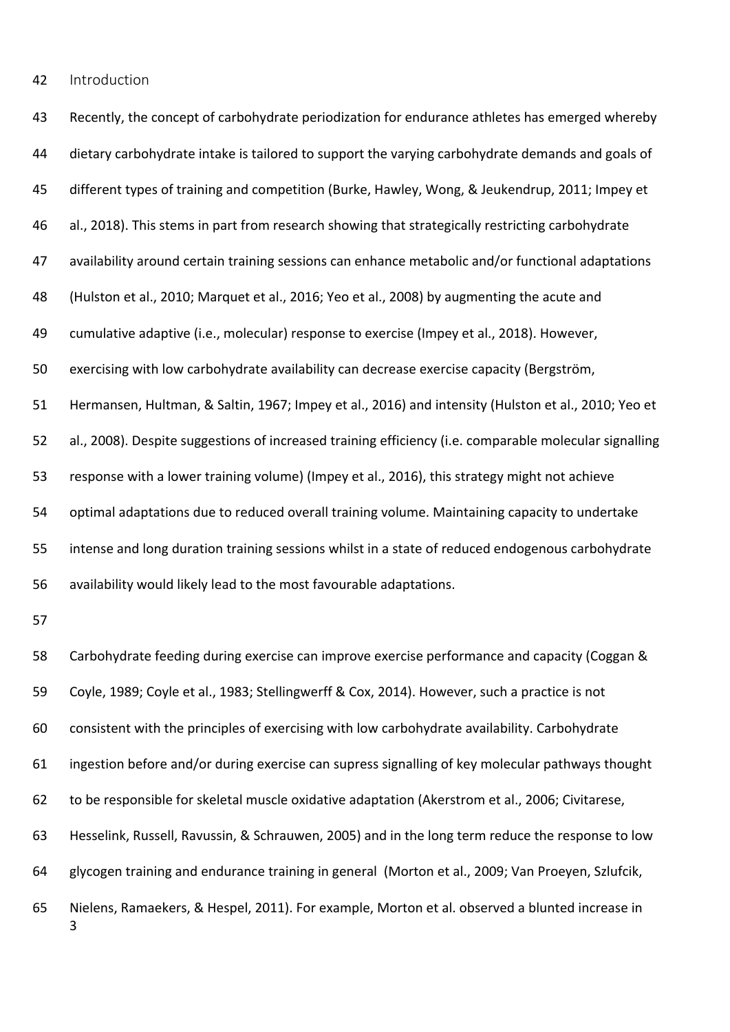## Introduction

Recently, the concept of carbohydrate periodization for endurance athletes has emerged whereby dietary carbohydrate intake is tailored to support the varying carbohydrate demands and goals of different types of training and competition (Burke, Hawley, Wong, & Jeukendrup, 2011; Impey et al., 2018). This stems in part from research showing that strategically restricting carbohydrate availability around certain training sessions can enhance metabolic and/or functional adaptations (Hulston et al., 2010; Marquet et al., 2016; Yeo et al., 2008) by augmenting the acute and cumulative adaptive (i.e., molecular) response to exercise (Impey et al., 2018). However, exercising with low carbohydrate availability can decrease exercise capacity (Bergström, Hermansen, Hultman, & Saltin, 1967; Impey et al., 2016) and intensity (Hulston et al., 2010; Yeo et al., 2008). Despite suggestions of increased training efficiency (i.e. comparable molecular signalling response with a lower training volume) (Impey et al., 2016), this strategy might not achieve optimal adaptations due to reduced overall training volume. Maintaining capacity to undertake intense and long duration training sessions whilst in a state of reduced endogenous carbohydrate availability would likely lead to the most favourable adaptations.

Carbohydrate feeding during exercise can improve exercise performance and capacity (Coggan & Coyle, 1989; Coyle et al., 1983; Stellingwerff & Cox, 2014). However, such a practice is not consistent with the principles of exercising with low carbohydrate availability. Carbohydrate ingestion before and/or during exercise can supress signalling of key molecular pathways thought to be responsible for skeletal muscle oxidative adaptation (Akerstrom et al., 2006; Civitarese, Hesselink, Russell, Ravussin, & Schrauwen, 2005) and in the long term reduce the response to low glycogen training and endurance training in general (Morton et al., 2009; Van Proeyen, Szlufcik, Nielens, Ramaekers, & Hespel, 2011). For example, Morton et al. observed a blunted increase in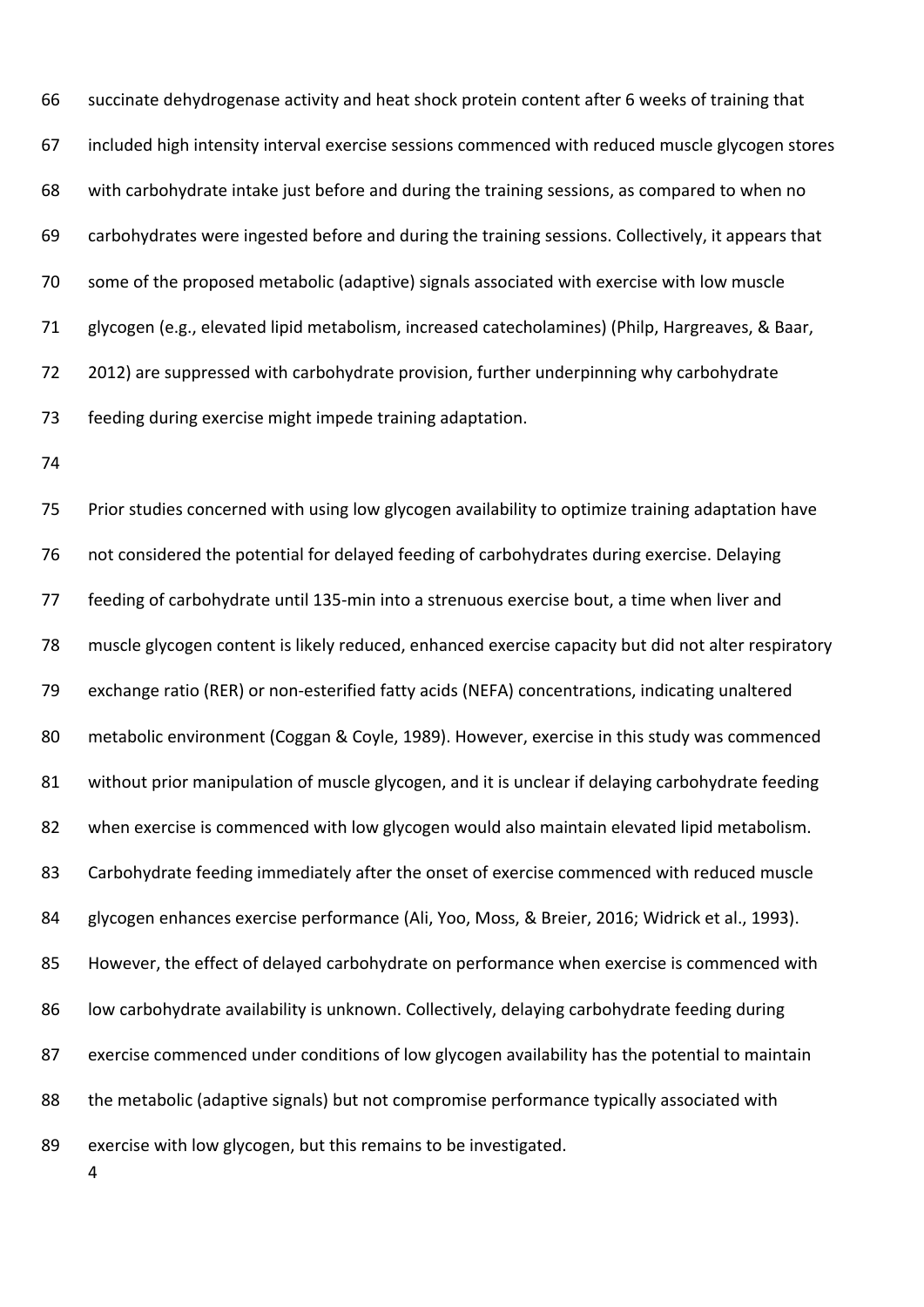succinate dehydrogenase activity and heat shock protein content after 6 weeks of training that included high intensity interval exercise sessions commenced with reduced muscle glycogen stores with carbohydrate intake just before and during the training sessions, as compared to when no carbohydrates were ingested before and during the training sessions. Collectively, it appears that some of the proposed metabolic (adaptive) signals associated with exercise with low muscle glycogen (e.g., elevated lipid metabolism, increased catecholamines) (Philp, Hargreaves, & Baar, 2012) are suppressed with carbohydrate provision, further underpinning why carbohydrate feeding during exercise might impede training adaptation.

Prior studies concerned with using low glycogen availability to optimize training adaptation have not considered the potential for delayed feeding of carbohydrates during exercise. Delaying feeding of carbohydrate until 135-min into a strenuous exercise bout, a time when liver and muscle glycogen content is likely reduced, enhanced exercise capacity but did not alter respiratory exchange ratio (RER) or non-esterified fatty acids (NEFA) concentrations, indicating unaltered metabolic environment (Coggan & Coyle, 1989). However, exercise in this study was commenced without prior manipulation of muscle glycogen, and it is unclear if delaying carbohydrate feeding when exercise is commenced with low glycogen would also maintain elevated lipid metabolism. Carbohydrate feeding immediately after the onset of exercise commenced with reduced muscle glycogen enhances exercise performance (Ali, Yoo, Moss, & Breier, 2016; Widrick et al., 1993). However, the effect of delayed carbohydrate on performance when exercise is commenced with low carbohydrate availability is unknown. Collectively, delaying carbohydrate feeding during exercise commenced under conditions of low glycogen availability has the potential to maintain the metabolic (adaptive signals) but not compromise performance typically associated with exercise with low glycogen, but this remains to be investigated.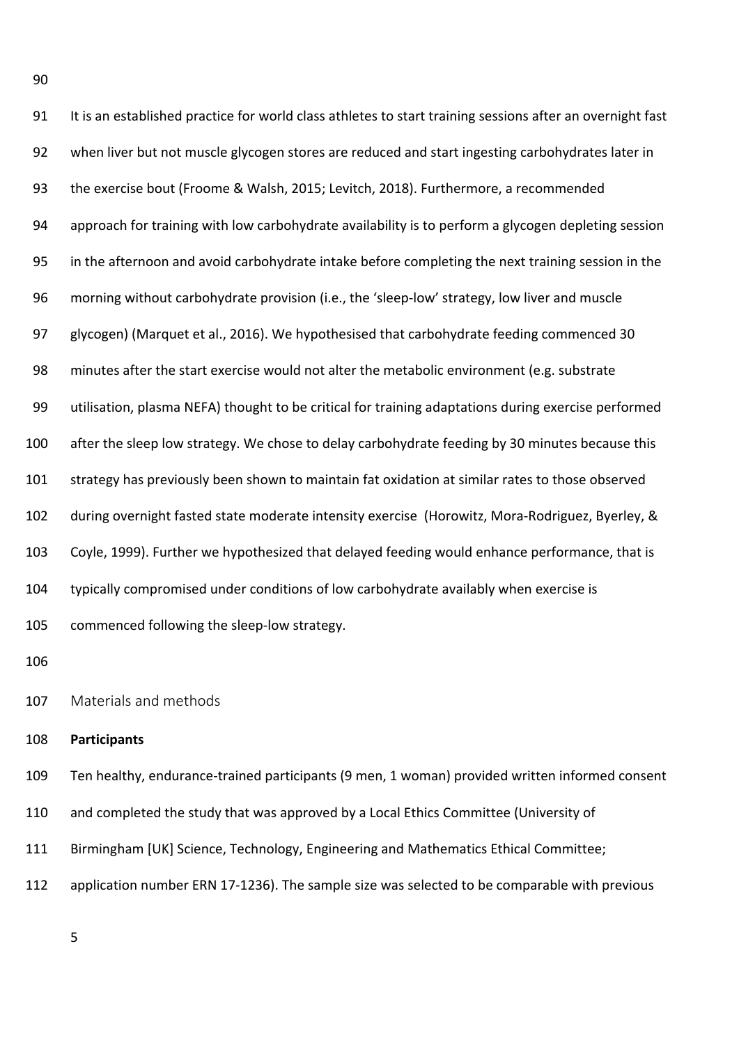It is an established practice for world class athletes to start training sessions after an overnight fast when liver but not muscle glycogen stores are reduced and start ingesting carbohydrates later in the exercise bout (Froome & Walsh, 2015; Levitch, 2018). Furthermore, a recommended approach for training with low carbohydrate availability is to perform a glycogen depleting session in the afternoon and avoid carbohydrate intake before completing the next training session in the morning without carbohydrate provision (i.e., the 'sleep-low' strategy, low liver and muscle glycogen) (Marquet et al., 2016). We hypothesised that carbohydrate feeding commenced 30 minutes after the start exercise would not alter the metabolic environment (e.g. substrate utilisation, plasma NEFA) thought to be critical for training adaptations during exercise performed after the sleep low strategy. We chose to delay carbohydrate feeding by 30 minutes because this strategy has previously been shown to maintain fat oxidation at similar rates to those observed during overnight fasted state moderate intensity exercise (Horowitz, Mora-Rodriguez, Byerley, & Coyle, 1999). Further we hypothesized that delayed feeding would enhance performance, that is typically compromised under conditions of low carbohydrate availably when exercise is commenced following the sleep-low strategy.

## Materials and methods

**Participants**

Ten healthy, endurance-trained participants (9 men, 1 woman) provided written informed consent and completed the study that was approved by a Local Ethics Committee (University of Birmingham [UK] Science, Technology, Engineering and Mathematics Ethical Committee; application number ERN 17-1236). The sample size was selected to be comparable with previous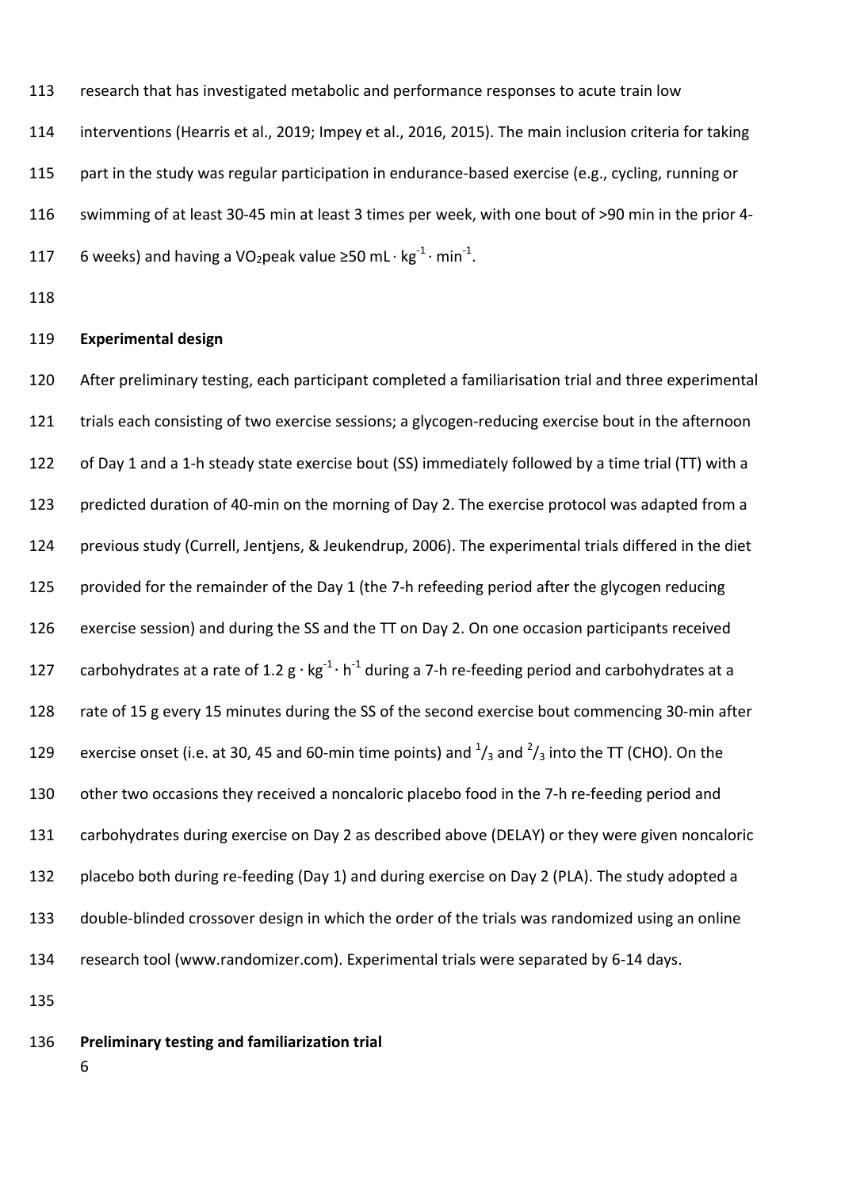research that has investigated metabolic and performance responses to acute train low interventions (Hearris et al., 2019; Impey et al., 2016, 2015). The main inclusion criteria for taking part in the study was regular participation in endurance-based exercise (e.g., cycling, running or swimming of at least 30-45 min at least 3 times per week, with one bout of >90 min in the prior 4-6 weeks) and having a $VO_2$peak value ≥50 $mL \cdot kg^{-1} \cdot min^{-1}$.

**Experimental design**

After preliminary testing, each participant completed a familiarisation trial and three experimental trials each consisting of two exercise sessions; a glycogen-reducing exercise bout in the afternoon of Day 1 and a 1-h steady state exercise bout (SS) immediately followed by a time trial (TT) with a predicted duration of 40-min on the morning of Day 2. The exercise protocol was adapted from a previous study (Currell, Jentjens, & Jeukendrup, 2006). The experimental trials differed in the diet provided for the remainder of the Day 1 (the 7-h refeeding period after the glycogen reducing exercise session) and during the SS and the TT on Day 2. On one occasion participants received carbohydrates at a rate of 1.2 $g \cdot kg^{-1} \cdot h^{-1}$ during a 7-h re-feeding period and carbohydrates at a rate of 15 g every 15 minutes during the SS of the second exercise bout commencing 30-min after exercise onset (i.e. at 30, 45 and 60-min time points) and $^{1}/_{3}$ and $^{2}/_{3}$ into the TT (CHO). On the other two occasions they received a noncaloric placebo food in the 7-h re-feeding period and carbohydrates during exercise on Day 2 as described above (DELAY) or they were given noncaloric placebo both during re-feeding (Day 1) and during exercise on Day 2 (PLA). The study adopted a double-blinded crossover design in which the order of the trials was randomized using an online research tool (www.randomizer.com). Experimental trials were separated by 6-14 days.

**Preliminary testing and familiarization trial**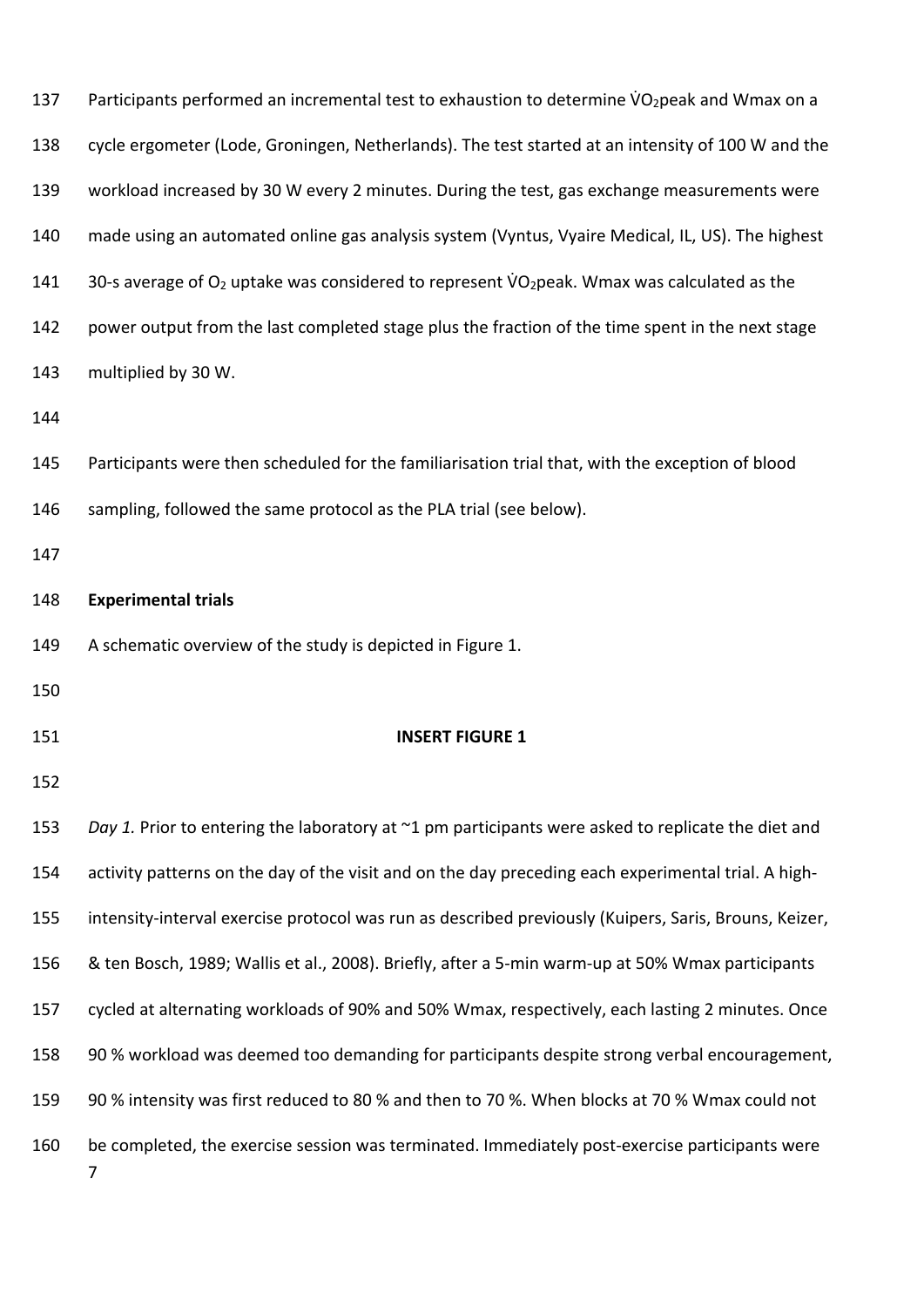Participants performed an incremental test to exhaustion to determine $\dot{V}O_2$peak and Wmax on a cycle ergometer (Lode, Groningen, Netherlands). The test started at an intensity of 100 W and the workload increased by 30 W every 2 minutes. During the test, gas exchange measurements were made using an automated online gas analysis system (Vyntus, Vyaire Medical, IL, US). The highest 30-s average of $O_2$ uptake was considered to represent $\dot{V}O_2$peak. Wmax was calculated as the power output from the last completed stage plus the fraction of the time spent in the next stage multiplied by 30 W.

Participants were then scheduled for the familiarisation trial that, with the exception of blood sampling, followed the same protocol as the PLA trial (see below).

**Experimental trials**

A schematic overview of the study is depicted in Figure 1.

**INSERT FIGURE 1**

*Day 1.* Prior to entering the laboratory at ~1 pm participants were asked to replicate the diet and activity patterns on the day of the visit and on the day preceding each experimental trial. A high-intensity-interval exercise protocol was run as described previously (Kuipers, Saris, Brouns, Keizer, & ten Bosch, 1989; Wallis et al., 2008). Briefly, after a 5-min warm-up at 50% Wmax participants cycled at alternating workloads of 90% and 50% Wmax, respectively, each lasting 2 minutes. Once 90 % workload was deemed too demanding for participants despite strong verbal encouragement, 90 % intensity was first reduced to 80 % and then to 70 %. When blocks at 70 % Wmax could not be completed, the exercise session was terminated. Immediately post-exercise participants were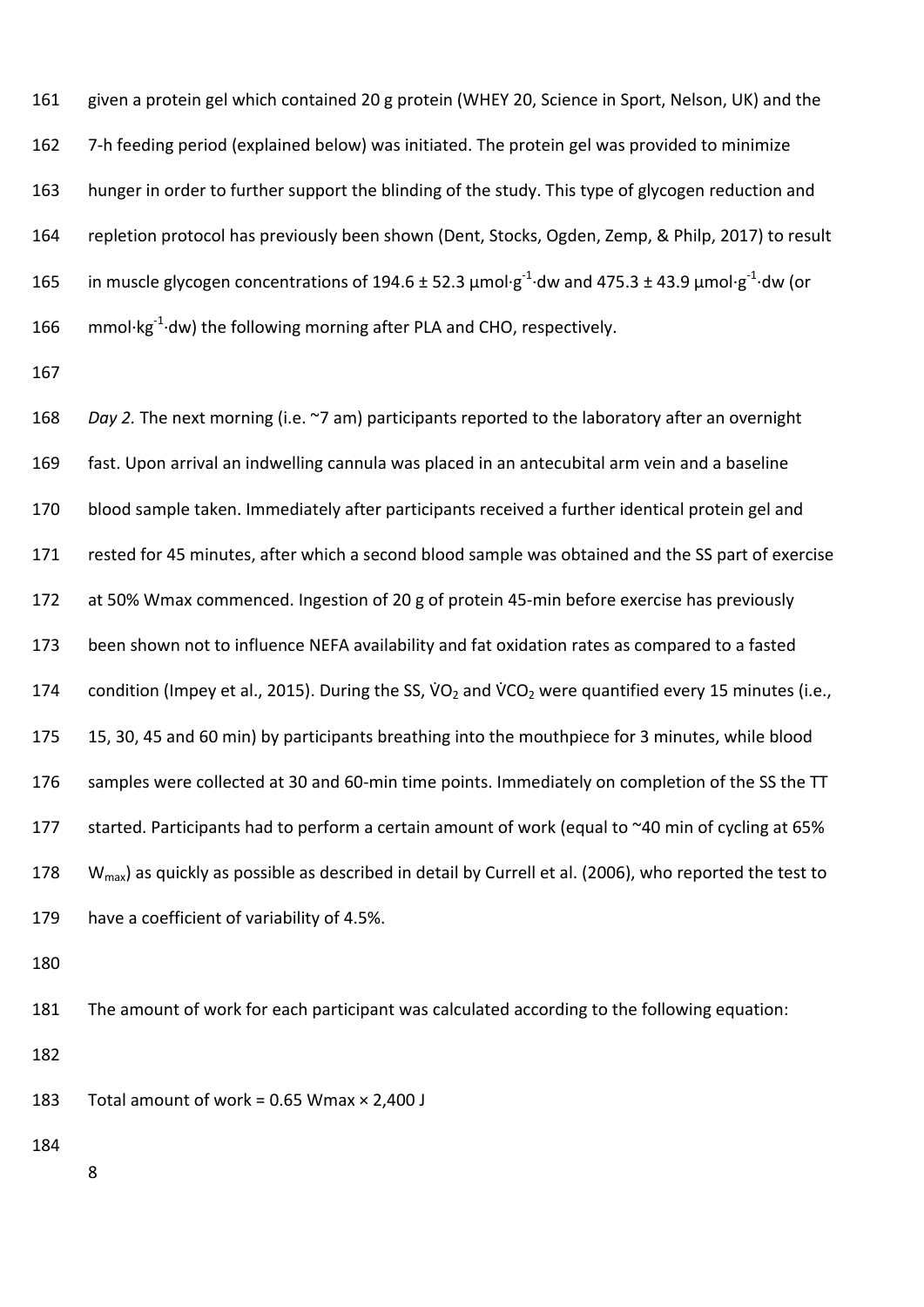given a protein gel which contained 20 g protein (WHEY 20, Science in Sport, Nelson, UK) and the 7-h feeding period (explained below) was initiated. The protein gel was provided to minimize hunger in order to further support the blinding of the study. This type of glycogen reduction and repletion protocol has previously been shown (Dent, Stocks, Ogden, Zemp, & Philp, 2017) to result in muscle glycogen concentrations of 194.6 ± 52.3 $\mu mol \cdot g^{-1} \cdot dw$ and 475.3 ± 43.9 $\mu mol \cdot g^{-1} \cdot dw$ (or $mmol \cdot kg^{-1} \cdot dw$) the following morning after PLA and CHO, respectively.

*Day 2.* The next morning (i.e. ~7 am) participants reported to the laboratory after an overnight fast. Upon arrival an indwelling cannula was placed in an antecubital arm vein and a baseline blood sample taken. Immediately after participants received a further identical protein gel and rested for 45 minutes, after which a second blood sample was obtained and the SS part of exercise at 50% Wmax commenced. Ingestion of 20 g of protein 45-min before exercise has previously been shown not to influence NEFA availability and fat oxidation rates as compared to a fasted condition (Impey et al., 2015). During the SS, $\dot{V}O_2$ and $\dot{V}CO_2$ were quantified every 15 minutes (i.e., 15, 30, 45 and 60 min) by participants breathing into the mouthpiece for 3 minutes, while blood samples were collected at 30 and 60-min time points. Immediately on completion of the SS the TT started. Participants had to perform a certain amount of work (equal to ~40 min of cycling at 65% $W_{max}$) as quickly as possible as described in detail by Currell et al. (2006), who reported the test to have a coefficient of variability of 4.5%.

The amount of work for each participant was calculated according to the following equation:

Total amount of work = 0.65 Wmax × 2,400 J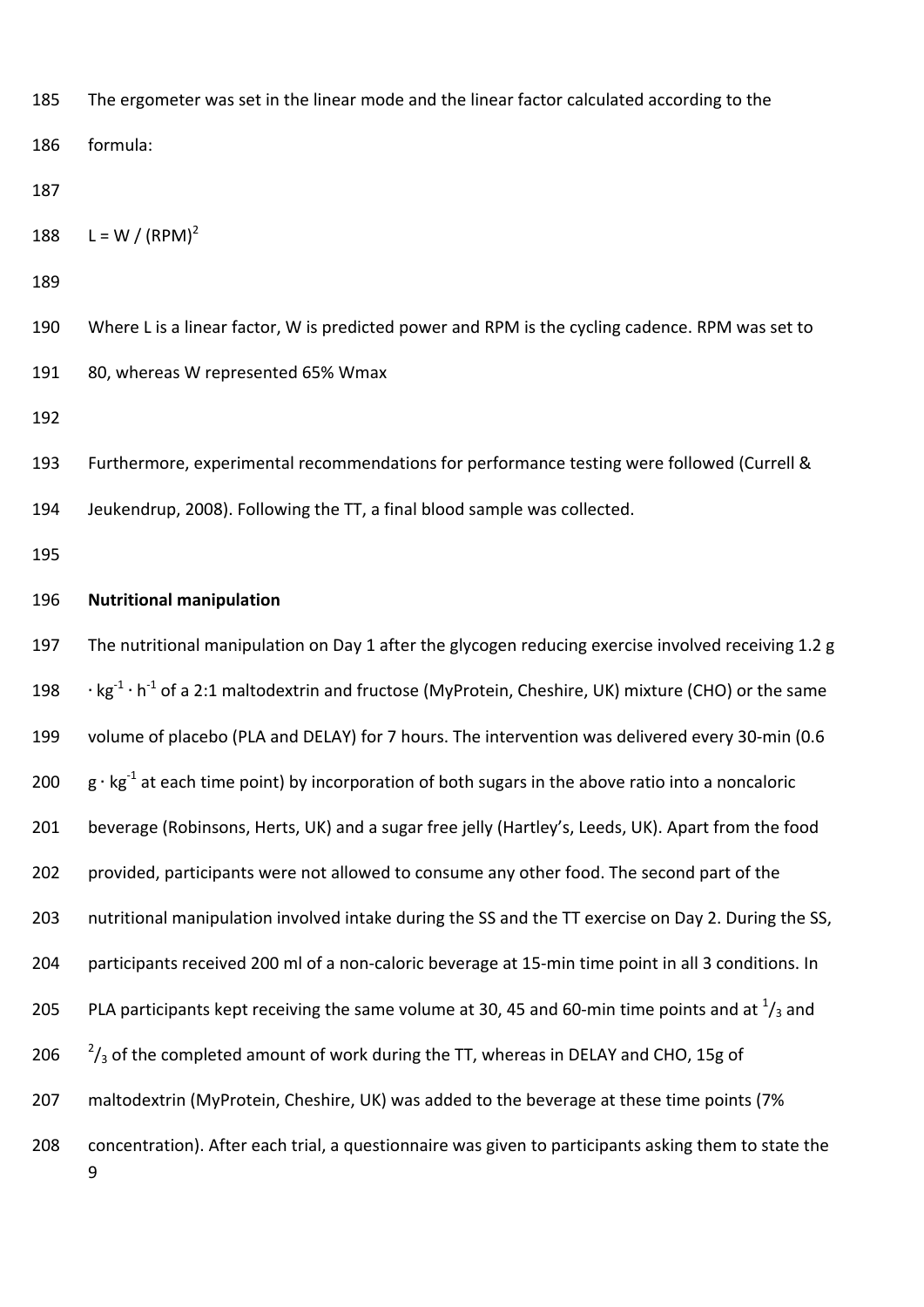The ergometer was set in the linear mode and the linear factor calculated according to the formula:

$$L = W / (RPM)^2$$

Where L is a linear factor, W is predicted power and RPM is the cycling cadence. RPM was set to 80, whereas W represented 65% Wmax

Furthermore, experimental recommendations for performance testing were followed (Currell & Jeukendrup, 2008). Following the TT, a final blood sample was collected.

**Nutritional manipulation**

The nutritional manipulation on Day 1 after the glycogen reducing exercise involved receiving 1.2 g $\cdot$ $kg^{-1}$ $\cdot$ $h^{-1}$ of a 2:1 maltodextrin and fructose (MyProtein, Cheshire, UK) mixture (CHO) or the same volume of placebo (PLA and DELAY) for 7 hours. The intervention was delivered every 30-min (0.6 g $\cdot$ $kg^{-1}$ at each time point) by incorporation of both sugars in the above ratio into a noncaloric beverage (Robinsons, Herts, UK) and a sugar free jelly (Hartley's, Leeds, UK). Apart from the food provided, participants were not allowed to consume any other food. The second part of the nutritional manipulation involved intake during the SS and the TT exercise on Day 2. During the SS, participants received 200 ml of a non-caloric beverage at 15-min time point in all 3 conditions. In PLA participants kept receiving the same volume at 30, 45 and 60-min time points and at $^1/_3$ and $^2/_3$ of the completed amount of work during the TT, whereas in DELAY and CHO, 15g of maltodextrin (MyProtein, Cheshire, UK) was added to the beverage at these time points (7% concentration). After each trial, a questionnaire was given to participants asking them to state the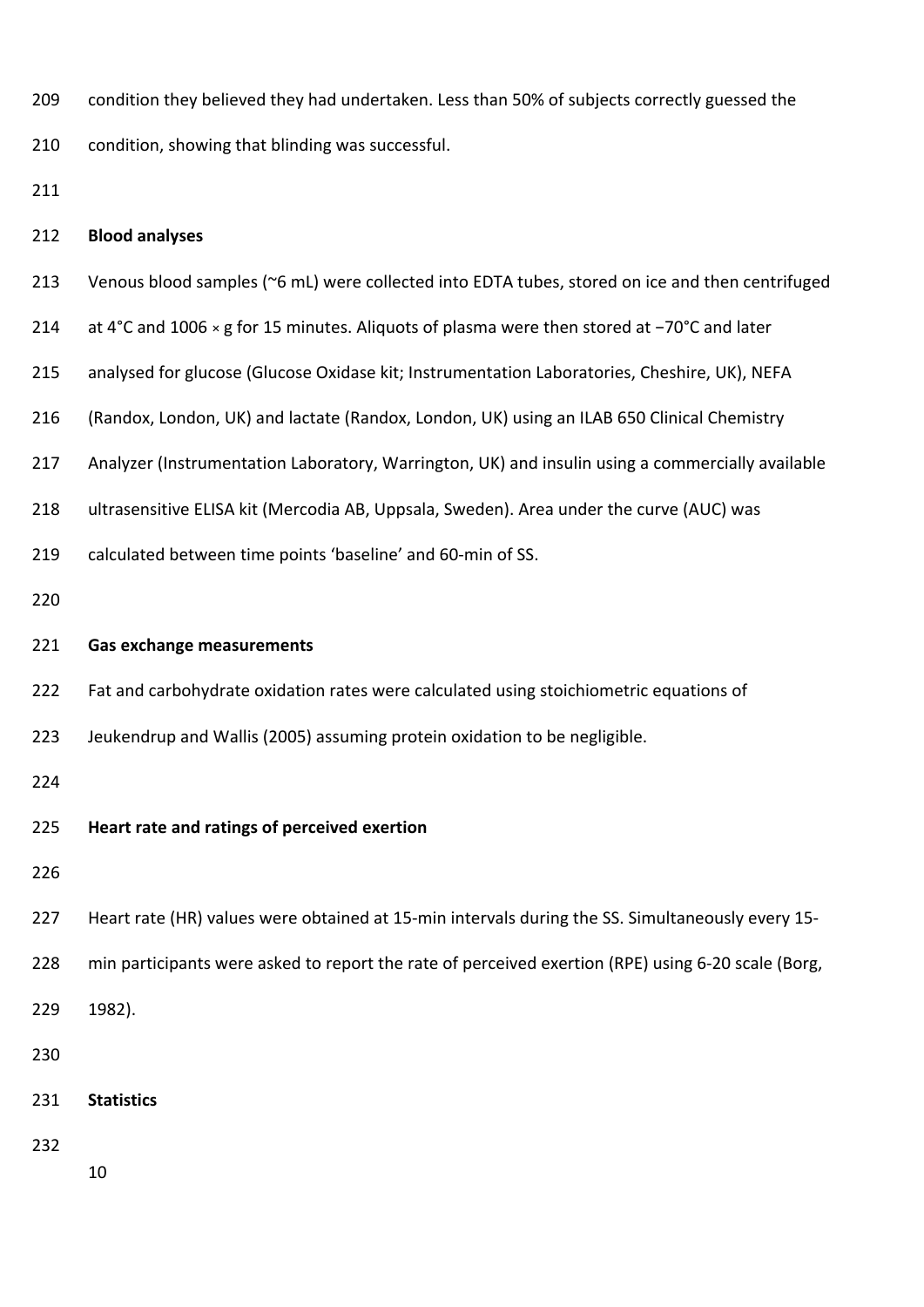condition they believed they had undertaken. Less than 50% of subjects correctly guessed the condition, showing that blinding was successful.

**Blood analyses**

Venous blood samples (~6 mL) were collected into EDTA tubes, stored on ice and then centrifuged at 4°C and 1006 × g for 15 minutes. Aliquots of plasma were then stored at −70°C and later analysed for glucose (Glucose Oxidase kit; Instrumentation Laboratories, Cheshire, UK), NEFA (Randox, London, UK) and lactate (Randox, London, UK) using an ILAB 650 Clinical Chemistry Analyzer (Instrumentation Laboratory, Warrington, UK) and insulin using a commercially available ultrasensitive ELISA kit (Mercodia AB, Uppsala, Sweden). Area under the curve (AUC) was calculated between time points 'baseline' and 60-min of SS.

**Gas exchange measurements**

Fat and carbohydrate oxidation rates were calculated using stoichiometric equations of Jeukendrup and Wallis (2005) assuming protein oxidation to be negligible.

**Heart rate and ratings of perceived exertion**

Heart rate (HR) values were obtained at 15-min intervals during the SS. Simultaneously every 15-min participants were asked to report the rate of perceived exertion (RPE) using 6-20 scale (Borg, 1982).

**Statistics**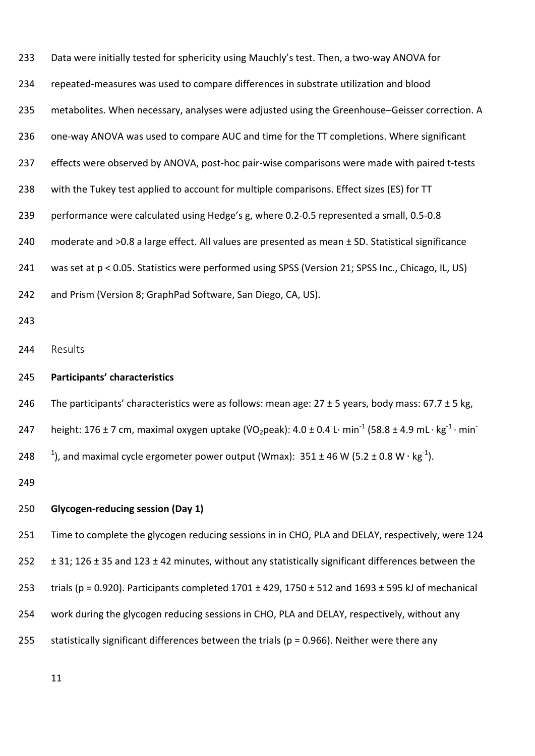Data were initially tested for sphericity using Mauchly's test. Then, a two-way ANOVA for repeated-measures was used to compare differences in substrate utilization and blood metabolites. When necessary, analyses were adjusted using the Greenhouse–Geisser correction. A one-way ANOVA was used to compare AUC and time for the TT completions. Where significant effects were observed by ANOVA, post-hoc pair-wise comparisons were made with paired t-tests with the Tukey test applied to account for multiple comparisons. Effect sizes (ES) for TT performance were calculated using Hedge's g, where 0.2-0.5 represented a small, 0.5-0.8 moderate and >0.8 a large effect. All values are presented as mean ± SD. Statistical significance was set at $p < 0.05$. Statistics were performed using SPSS (Version 21; SPSS Inc., Chicago, IL, US) and Prism (Version 8; GraphPad Software, San Diego, CA, US).

## Results

### Participants' characteristics

The participants' characteristics were as follows: mean age: 27 ± 5 years, body mass: 67.7 ± 5 kg, height: 176 ± 7 cm, maximal oxygen uptake ($\dot{V}O_2$peak): 4.0 ± 0.4 L· $min^{-1}$ (58.8 ± 4.9 mL · $kg^{-1}$ · $min^{-1}$), and maximal cycle ergometer power output (Wmax): 351 ± 46 W (5.2 ± 0.8 W · $kg^{-1}$).

### Glycogen-reducing session (Day 1)

Time to complete the glycogen reducing sessions in in CHO, PLA and DELAY, respectively, were 124 ± 31; 126 ± 35 and 123 ± 42 minutes, without any statistically significant differences between the trials ($p = 0.920$). Participants completed 1701 ± 429, 1750 ± 512 and 1693 ± 595 kJ of mechanical work during the glycogen reducing sessions in CHO, PLA and DELAY, respectively, without any statistically significant differences between the trials ($p = 0.966$). Neither were there any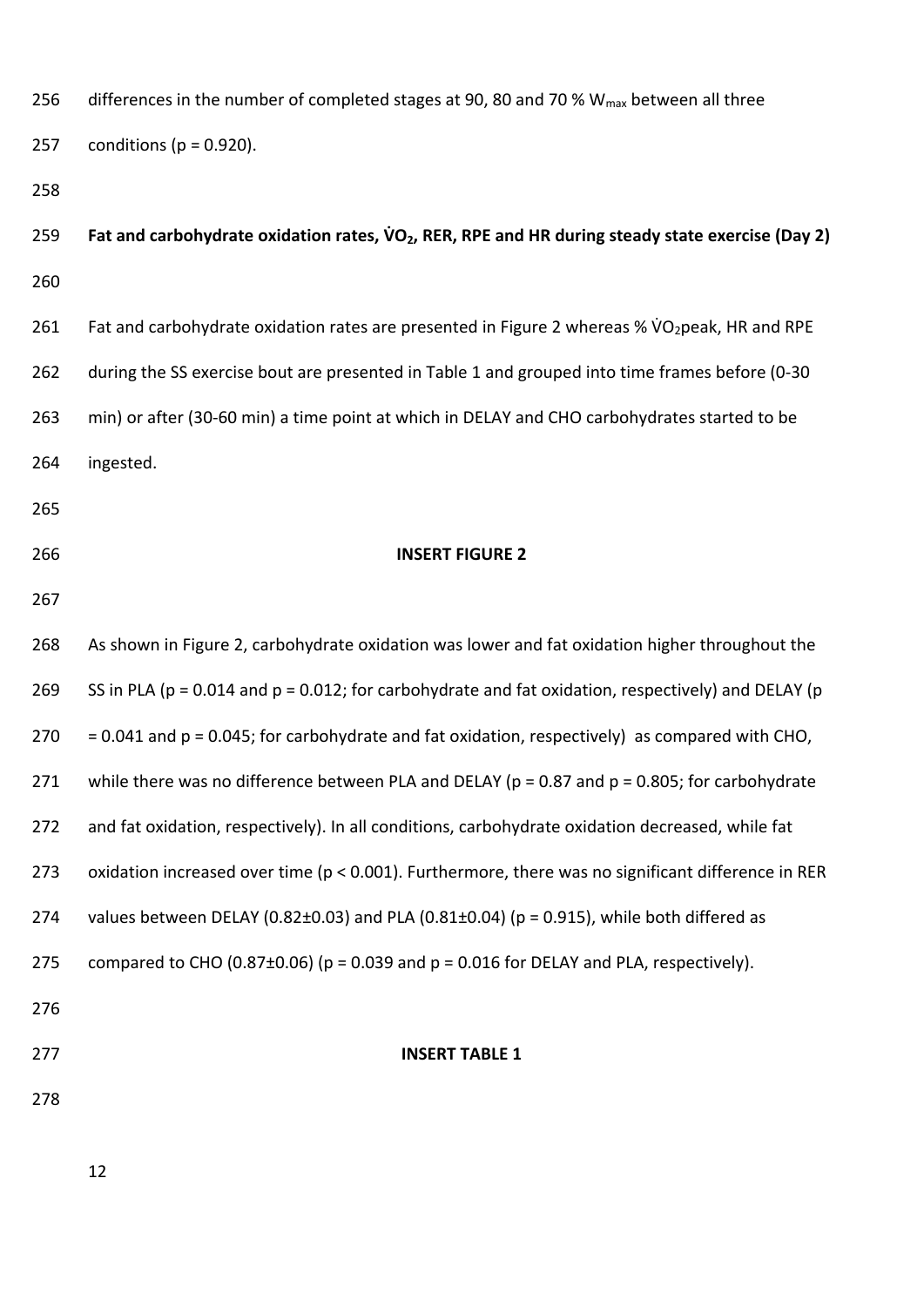differences in the number of completed stages at 90, 80 and 70 % $W_{max}$ between all three conditions ($p = 0.920$).

### Fat and carbohydrate oxidation rates, $\dot{V}O_2$, RER, RPE and HR during steady state exercise (Day 2)

Fat and carbohydrate oxidation rates are presented in Figure 2 whereas % $\dot{V}O_2$peak, HR and RPE during the SS exercise bout are presented in Table 1 and grouped into time frames before (0-30 min) or after (30-60 min) a time point at which in DELAY and CHO carbohydrates started to be ingested.

**INSERT FIGURE 2**

As shown in Figure 2, carbohydrate oxidation was lower and fat oxidation higher throughout the SS in PLA ($p = 0.014$ and $p = 0.012$; for carbohydrate and fat oxidation, respectively) and DELAY ($p = 0.041$ and $p = 0.045$; for carbohydrate and fat oxidation, respectively) as compared with CHO, while there was no difference between PLA and DELAY ($p = 0.87$ and $p = 0.805$; for carbohydrate and fat oxidation, respectively). In all conditions, carbohydrate oxidation decreased, while fat oxidation increased over time ($p < 0.001$). Furthermore, there was no significant difference in RER values between DELAY (0.82±0.03) and PLA (0.81±0.04) ($p = 0.915$), while both differed as compared to CHO (0.87±0.06) ($p = 0.039$ and $p = 0.016$ for DELAY and PLA, respectively).

**INSERT TABLE 1**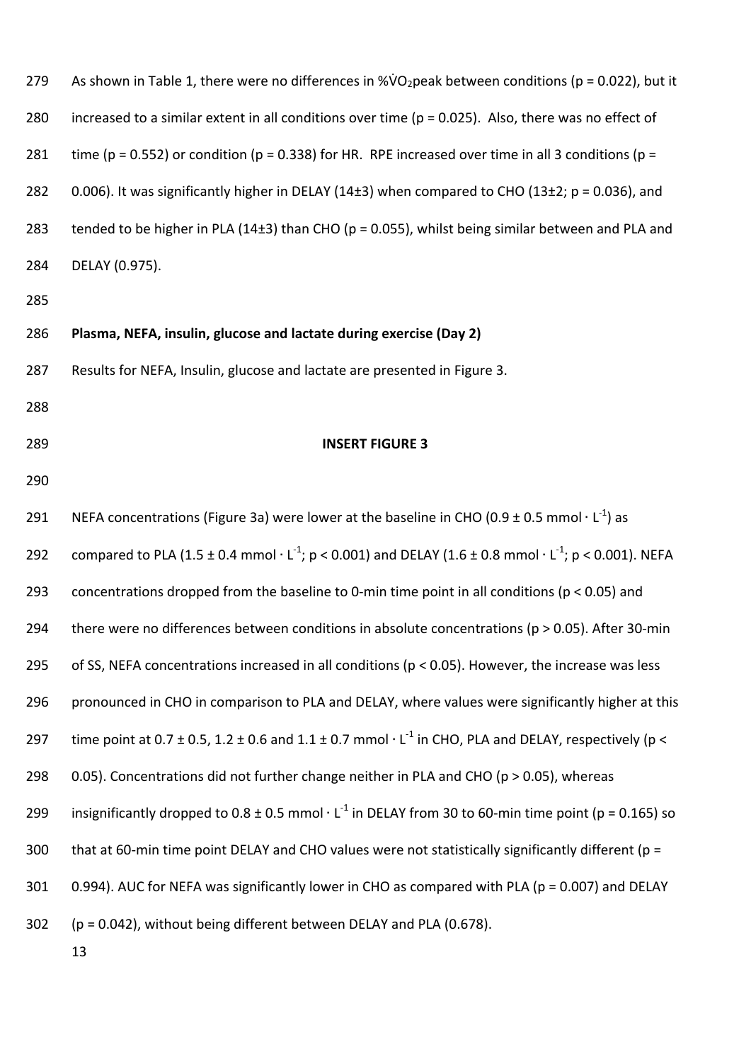As shown in Table 1, there were no differences in %$\dot{V}O_2$peak between conditions ($p = 0.022$), but it increased to a similar extent in all conditions over time ($p = 0.025$). Also, there was no effect of time ($p = 0.552$) or condition ($p = 0.338$) for HR. RPE increased over time in all 3 conditions ($p = 0.006$). It was significantly higher in DELAY (14±3) when compared to CHO (13±2; $p = 0.036$), and tended to be higher in PLA (14±3) than CHO ($p = 0.055$), whilst being similar between and PLA and DELAY (0.975).

**Plasma, NEFA, insulin, glucose and lactate during exercise (Day 2)**

Results for NEFA, Insulin, glucose and lactate are presented in Figure 3.

**INSERT FIGURE 3**

NEFA concentrations (Figure 3a) were lower at the baseline in CHO (0.9 ± 0.5 mmol · $L^{-1}$) as compared to PLA (1.5 ± 0.4 mmol · $L^{-1}$; $p < 0.001$) and DELAY (1.6 ± 0.8 mmol · $L^{-1}$; $p < 0.001$). NEFA concentrations dropped from the baseline to 0-min time point in all conditions ($p < 0.05$) and there were no differences between conditions in absolute concentrations ($p > 0.05$). After 30-min of SS, NEFA concentrations increased in all conditions ($p < 0.05$). However, the increase was less pronounced in CHO in comparison to PLA and DELAY, where values were significantly higher at this time point at 0.7 ± 0.5, 1.2 ± 0.6 and 1.1 ± 0.7 mmol · $L^{-1}$ in CHO, PLA and DELAY, respectively ($p < 0.05$). Concentrations did not further change neither in PLA and CHO ($p > 0.05$), whereas insignificantly dropped to 0.8 ± 0.5 mmol · $L^{-1}$ in DELAY from 30 to 60-min time point ($p = 0.165$) so that at 60-min time point DELAY and CHO values were not statistically significantly different ($p = 0.994$). AUC for NEFA was significantly lower in CHO as compared with PLA ($p = 0.007$) and DELAY ($p = 0.042$), without being different between DELAY and PLA (0.678).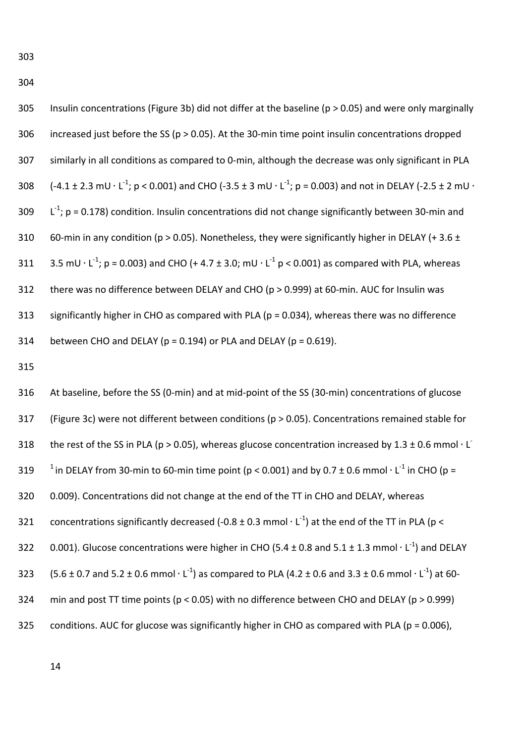Insulin concentrations (Figure 3b) did not differ at the baseline ($p > 0.05$) and were only marginally increased just before the SS ($p > 0.05$). At the 30-min time point insulin concentrations dropped similarly in all conditions as compared to 0-min, although the decrease was only significant in PLA ($-4.1 \pm 2.3$ mU $\cdot$ L$^{-1}$; $p < 0.001$) and CHO ($-3.5 \pm 3$ mU $\cdot$ L$^{-1}$; $p = 0.003$) and not in DELAY ($-2.5 \pm 2$ mU $\cdot$ L$^{-1}$; $p = 0.178$) condition. Insulin concentrations did not change significantly between 30-min and 60-min in any condition ($p > 0.05$). Nonetheless, they were significantly higher in DELAY ($+ 3.6 \pm 3.5$ mU $\cdot$ L$^{-1}$; $p = 0.003$) and CHO ($+ 4.7 \pm 3.0$; mU $\cdot$ L$^{-1}$ $p < 0.001$) as compared with PLA, whereas there was no difference between DELAY and CHO ($p > 0.999$) at 60-min. AUC for Insulin was significantly higher in CHO as compared with PLA ($p = 0.034$), whereas there was no difference between CHO and DELAY ($p = 0.194$) or PLA and DELAY ($p = 0.619$).

At baseline, before the SS (0-min) and at mid-point of the SS (30-min) concentrations of glucose (Figure 3c) were not different between conditions ($p > 0.05$). Concentrations remained stable for the rest of the SS in PLA ($p > 0.05$), whereas glucose concentration increased by $1.3 \pm 0.6$ mmol $\cdot$ L$^{-1}$ in DELAY from 30-min to 60-min time point ($p < 0.001$) and by $0.7 \pm 0.6$ mmol $\cdot$ L$^{-1}$ in CHO ($p = 0.009$). Concentrations did not change at the end of the TT in CHO and DELAY, whereas concentrations significantly decreased ($-0.8 \pm 0.3$ mmol $\cdot$ L$^{-1}$) at the end of the TT in PLA ($p < 0.001$). Glucose concentrations were higher in CHO ($5.4 \pm 0.8$ and $5.1 \pm 1.3$ mmol $\cdot$ L$^{-1}$) and DELAY ($5.6 \pm 0.7$ and $5.2 \pm 0.6$ mmol $\cdot$ L$^{-1}$) as compared to PLA ($4.2 \pm 0.6$ and $3.3 \pm 0.6$ mmol $\cdot$ L$^{-1}$) at 60-min and post TT time points ($p < 0.05$) with no difference between CHO and DELAY ($p > 0.999$) conditions. AUC for glucose was significantly higher in CHO as compared with PLA ($p = 0.006$),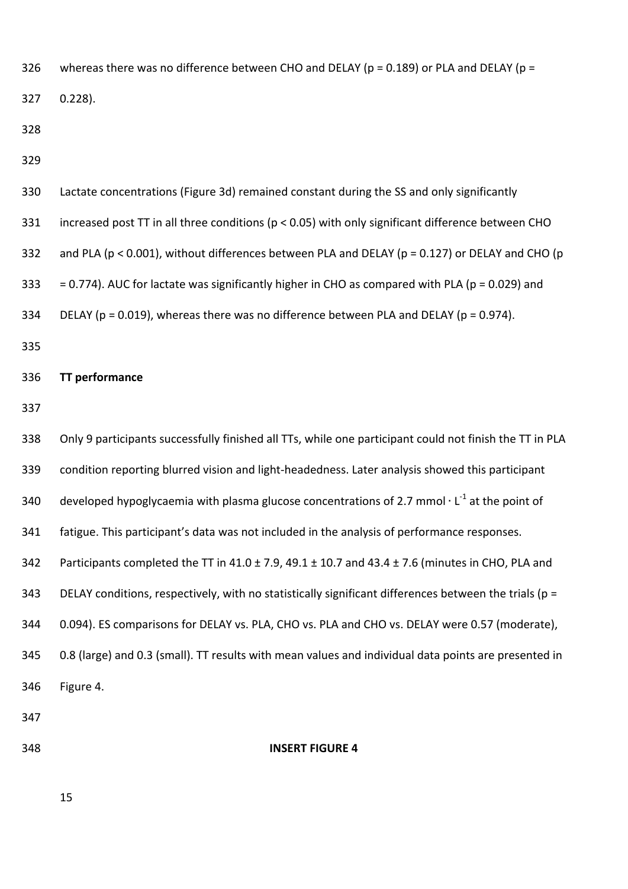whereas there was no difference between CHO and DELAY ($p = 0.189$) or PLA and DELAY ($p = 0.228$).

Lactate concentrations (Figure 3d) remained constant during the SS and only significantly increased post TT in all three conditions ($p < 0.05$) with only significant difference between CHO and PLA ($p < 0.001$), without differences between PLA and DELAY ($p = 0.127$) or DELAY and CHO ($p = 0.774$). AUC for lactate was significantly higher in CHO as compared with PLA ($p = 0.029$) and DELAY ($p = 0.019$), whereas there was no difference between PLA and DELAY ($p = 0.974$).

**TT performance**

Only 9 participants successfully finished all TTs, while one participant could not finish the TT in PLA condition reporting blurred vision and light-headedness. Later analysis showed this participant developed hypoglycaemia with plasma glucose concentrations of 2.7 $mmol \cdot L^{-1}$ at the point of fatigue. This participant's data was not included in the analysis of performance responses. Participants completed the TT in 41.0 ± 7.9, 49.1 ± 10.7 and 43.4 ± 7.6 (minutes in CHO, PLA and DELAY conditions, respectively, with no statistically significant differences between the trials ($p = 0.094$). ES comparisons for DELAY vs. PLA, CHO vs. PLA and CHO vs. DELAY were 0.57 (moderate), 0.8 (large) and 0.3 (small). TT results with mean values and individual data points are presented in Figure 4.

**INSERT FIGURE 4**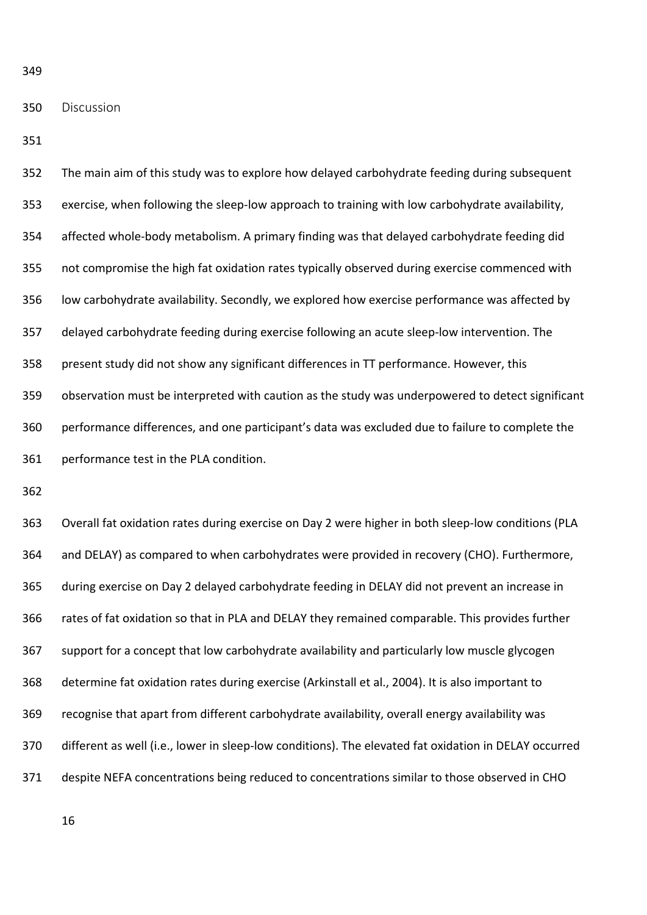## Discussion

The main aim of this study was to explore how delayed carbohydrate feeding during subsequent exercise, when following the sleep-low approach to training with low carbohydrate availability, affected whole-body metabolism. A primary finding was that delayed carbohydrate feeding did not compromise the high fat oxidation rates typically observed during exercise commenced with low carbohydrate availability. Secondly, we explored how exercise performance was affected by delayed carbohydrate feeding during exercise following an acute sleep-low intervention. The present study did not show any significant differences in TT performance. However, this observation must be interpreted with caution as the study was underpowered to detect significant performance differences, and one participant's data was excluded due to failure to complete the performance test in the PLA condition.

Overall fat oxidation rates during exercise on Day 2 were higher in both sleep-low conditions (PLA and DELAY) as compared to when carbohydrates were provided in recovery (CHO). Furthermore, during exercise on Day 2 delayed carbohydrate feeding in DELAY did not prevent an increase in rates of fat oxidation so that in PLA and DELAY they remained comparable. This provides further support for a concept that low carbohydrate availability and particularly low muscle glycogen determine fat oxidation rates during exercise (Arkinstall et al., 2004). It is also important to recognise that apart from different carbohydrate availability, overall energy availability was different as well (i.e., lower in sleep-low conditions). The elevated fat oxidation in DELAY occurred despite NEFA concentrations being reduced to concentrations similar to those observed in CHO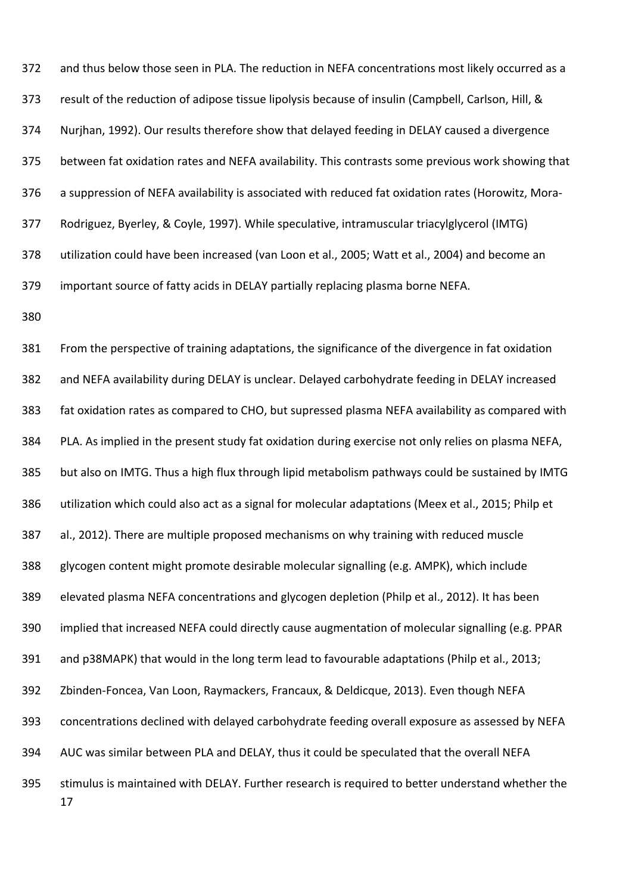and thus below those seen in PLA. The reduction in NEFA concentrations most likely occurred as a result of the reduction of adipose tissue lipolysis because of insulin (Campbell, Carlson, Hill, & Nurjhan, 1992). Our results therefore show that delayed feeding in DELAY caused a divergence between fat oxidation rates and NEFA availability. This contrasts some previous work showing that a suppression of NEFA availability is associated with reduced fat oxidation rates (Horowitz, Mora-Rodriguez, Byerley, & Coyle, 1997). While speculative, intramuscular triacylglycerol (IMTG) utilization could have been increased (van Loon et al., 2005; Watt et al., 2004) and become an important source of fatty acids in DELAY partially replacing plasma borne NEFA.

From the perspective of training adaptations, the significance of the divergence in fat oxidation and NEFA availability during DELAY is unclear. Delayed carbohydrate feeding in DELAY increased fat oxidation rates as compared to CHO, but supressed plasma NEFA availability as compared with PLA. As implied in the present study fat oxidation during exercise not only relies on plasma NEFA, but also on IMTG. Thus a high flux through lipid metabolism pathways could be sustained by IMTG utilization which could also act as a signal for molecular adaptations (Meex et al., 2015; Philp et al., 2012). There are multiple proposed mechanisms on why training with reduced muscle glycogen content might promote desirable molecular signalling (e.g. AMPK), which include elevated plasma NEFA concentrations and glycogen depletion (Philp et al., 2012). It has been implied that increased NEFA could directly cause augmentation of molecular signalling (e.g. PPAR and p38MAPK) that would in the long term lead to favourable adaptations (Philp et al., 2013; Zbinden-Foncea, Van Loon, Raymackers, Francaux, & Deldicque, 2013). Even though NEFA concentrations declined with delayed carbohydrate feeding overall exposure as assessed by NEFA AUC was similar between PLA and DELAY, thus it could be speculated that the overall NEFA stimulus is maintained with DELAY. Further research is required to better understand whether the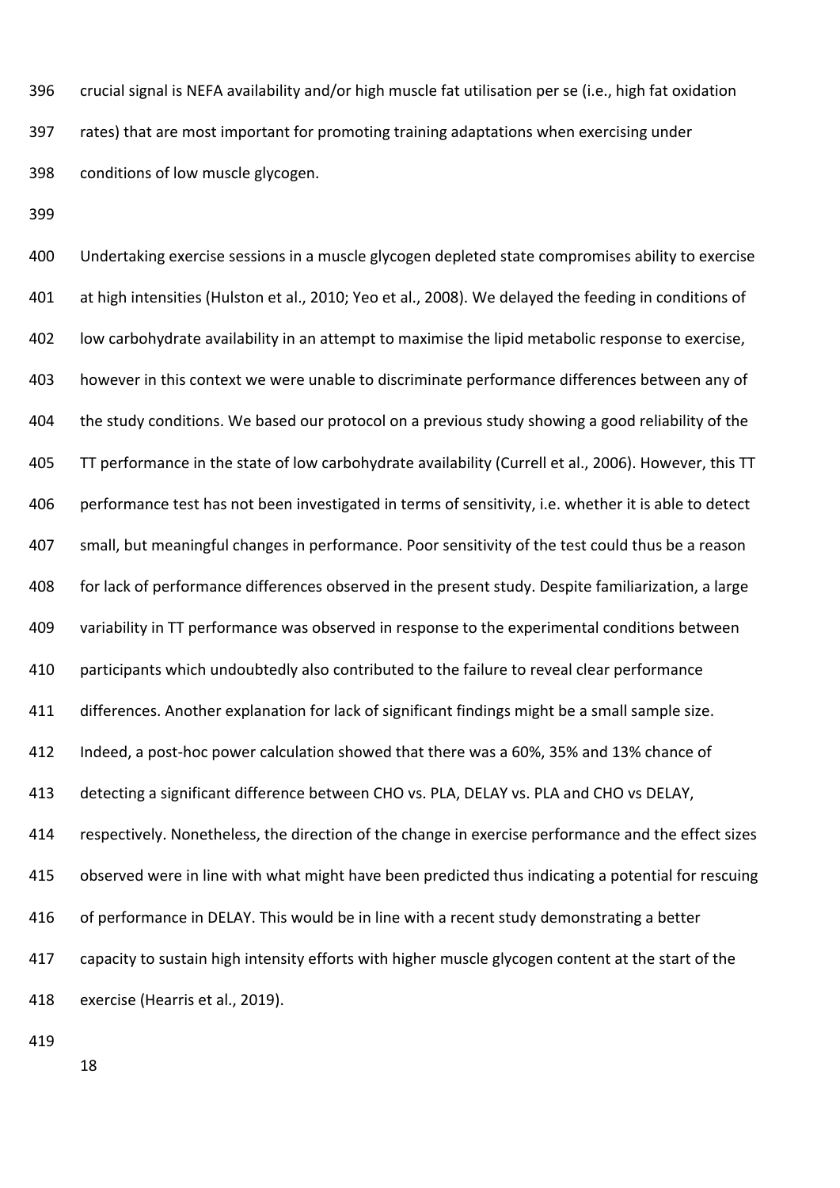crucial signal is NEFA availability and/or high muscle fat utilisation per se (i.e., high fat oxidation rates) that are most important for promoting training adaptations when exercising under conditions of low muscle glycogen.

Undertaking exercise sessions in a muscle glycogen depleted state compromises ability to exercise at high intensities (Hulston et al., 2010; Yeo et al., 2008). We delayed the feeding in conditions of low carbohydrate availability in an attempt to maximise the lipid metabolic response to exercise, however in this context we were unable to discriminate performance differences between any of the study conditions. We based our protocol on a previous study showing a good reliability of the TT performance in the state of low carbohydrate availability (Currell et al., 2006). However, this TT performance test has not been investigated in terms of sensitivity, i.e. whether it is able to detect small, but meaningful changes in performance. Poor sensitivity of the test could thus be a reason for lack of performance differences observed in the present study. Despite familiarization, a large variability in TT performance was observed in response to the experimental conditions between participants which undoubtedly also contributed to the failure to reveal clear performance differences. Another explanation for lack of significant findings might be a small sample size. Indeed, a post-hoc power calculation showed that there was a 60%, 35% and 13% chance of detecting a significant difference between CHO vs. PLA, DELAY vs. PLA and CHO vs DELAY, respectively. Nonetheless, the direction of the change in exercise performance and the effect sizes observed were in line with what might have been predicted thus indicating a potential for rescuing of performance in DELAY. This would be in line with a recent study demonstrating a better capacity to sustain high intensity efforts with higher muscle glycogen content at the start of the exercise (Hearris et al., 2019).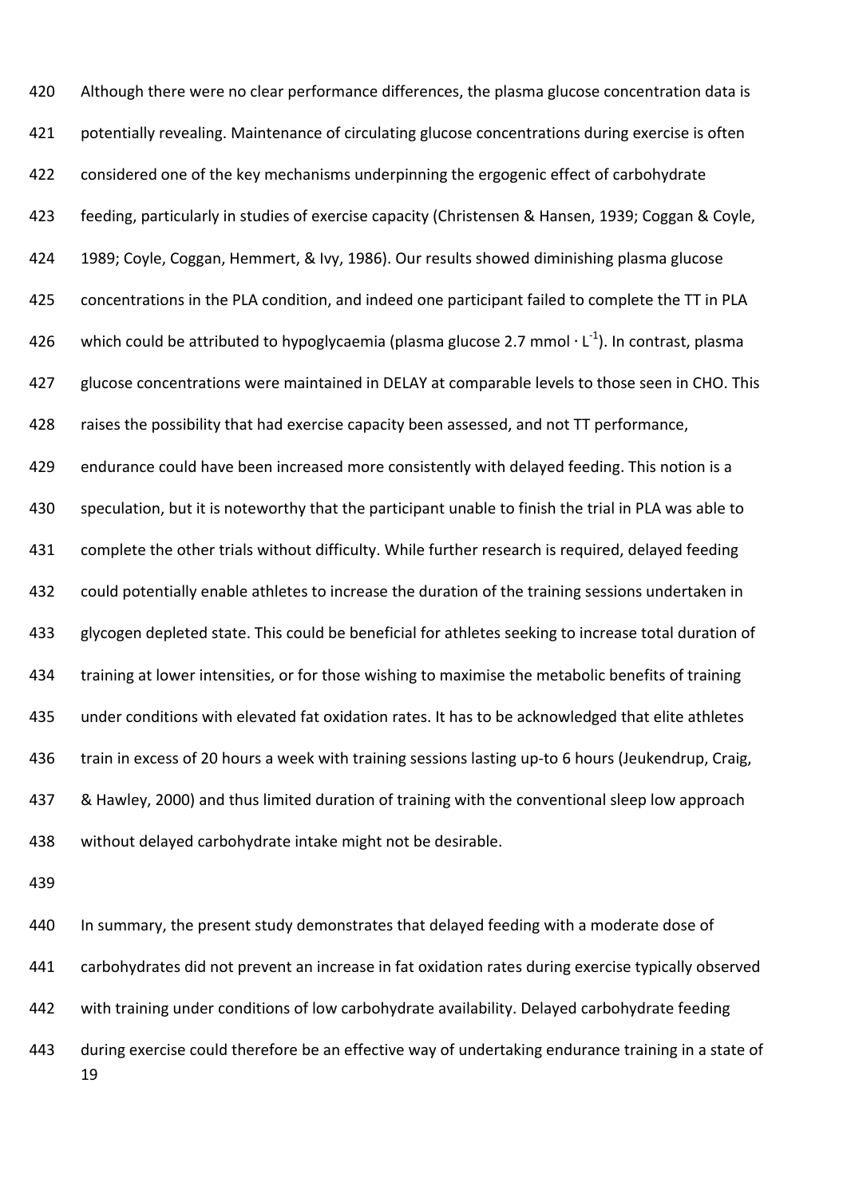Although there were no clear performance differences, the plasma glucose concentration data is potentially revealing. Maintenance of circulating glucose concentrations during exercise is often considered one of the key mechanisms underpinning the ergogenic effect of carbohydrate feeding, particularly in studies of exercise capacity (Christensen & Hansen, 1939; Coggan & Coyle, 1989; Coyle, Coggan, Hemmert, & Ivy, 1986). Our results showed diminishing plasma glucose concentrations in the PLA condition, and indeed one participant failed to complete the TT in PLA which could be attributed to hypoglycaemia (plasma glucose 2.7 mmol $\cdot$ $L^{-1}$). In contrast, plasma glucose concentrations were maintained in DELAY at comparable levels to those seen in CHO. This raises the possibility that had exercise capacity been assessed, and not TT performance, endurance could have been increased more consistently with delayed feeding. This notion is a speculation, but it is noteworthy that the participant unable to finish the trial in PLA was able to complete the other trials without difficulty. While further research is required, delayed feeding could potentially enable athletes to increase the duration of the training sessions undertaken in glycogen depleted state. This could be beneficial for athletes seeking to increase total duration of training at lower intensities, or for those wishing to maximise the metabolic benefits of training under conditions with elevated fat oxidation rates. It has to be acknowledged that elite athletes train in excess of 20 hours a week with training sessions lasting up-to 6 hours (Jeukendrup, Craig, & Hawley, 2000) and thus limited duration of training with the conventional sleep low approach without delayed carbohydrate intake might not be desirable.

In summary, the present study demonstrates that delayed feeding with a moderate dose of carbohydrates did not prevent an increase in fat oxidation rates during exercise typically observed with training under conditions of low carbohydrate availability. Delayed carbohydrate feeding during exercise could therefore be an effective way of undertaking endurance training in a state of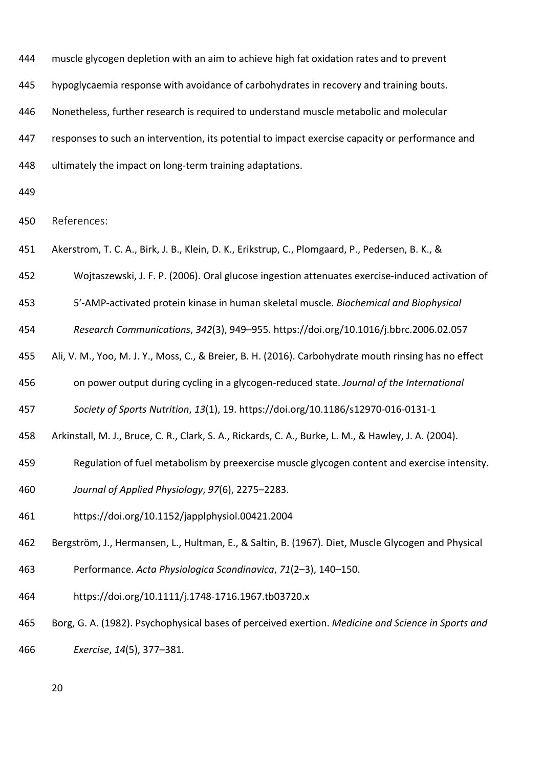muscle glycogen depletion with an aim to achieve high fat oxidation rates and to prevent hypoglycaemia response with avoidance of carbohydrates in recovery and training bouts. Nonetheless, further research is required to understand muscle metabolic and molecular responses to such an intervention, its potential to impact exercise capacity or performance and ultimately the impact on long-term training adaptations.

## References:

Akerstrom, T. C. A., Birk, J. B., Klein, D. K., Erikstrup, C., Plomgaard, P., Pedersen, B. K., & Wojtaszewski, J. F. P. (2006). Oral glucose ingestion attenuates exercise-induced activation of 5′-AMP-activated protein kinase in human skeletal muscle. *Biochemical and Biophysical Research Communications*, *342*(3), 949–955. https://doi.org/10.1016/j.bbrc.2006.02.057

Ali, V. M., Yoo, M. J. Y., Moss, C., & Breier, B. H. (2016). Carbohydrate mouth rinsing has no effect on power output during cycling in a glycogen-reduced state. *Journal of the International Society of Sports Nutrition*, *13*(1), 19. https://doi.org/10.1186/s12970-016-0131-1

Arkinstall, M. J., Bruce, C. R., Clark, S. A., Rickards, C. A., Burke, L. M., & Hawley, J. A. (2004). Regulation of fuel metabolism by preexercise muscle glycogen content and exercise intensity. *Journal of Applied Physiology*, *97*(6), 2275–2283. https://doi.org/10.1152/japplphysiol.00421.2004

Bergström, J., Hermansen, L., Hultman, E., & Saltin, B. (1967). Diet, Muscle Glycogen and Physical Performance. *Acta Physiologica Scandinavica*, *71*(2–3), 140–150. https://doi.org/10.1111/j.1748-1716.1967.tb03720.x

Borg, G. A. (1982). Psychophysical bases of perceived exertion. *Medicine and Science in Sports and Exercise*, *14*(5), 377–381.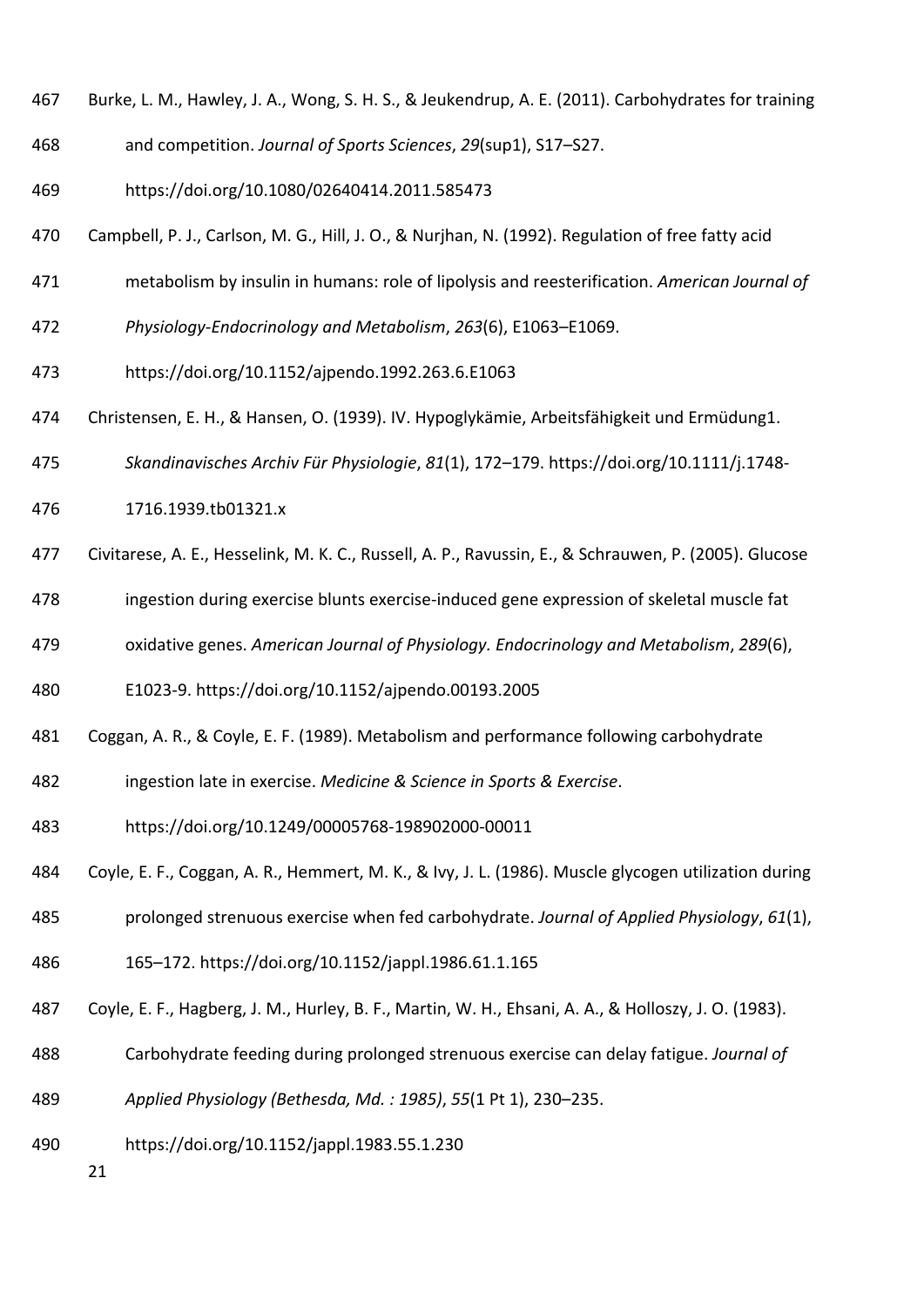Burke, L. M., Hawley, J. A., Wong, S. H. S., & Jeukendrup, A. E. (2011). Carbohydrates for training and competition. *Journal of Sports Sciences*, *29*(sup1), S17–S27. https://doi.org/10.1080/02640414.2011.585473

Campbell, P. J., Carlson, M. G., Hill, J. O., & Nurjhan, N. (1992). Regulation of free fatty acid metabolism by insulin in humans: role of lipolysis and reesterification. *American Journal of Physiology-Endocrinology and Metabolism*, *263*(6), E1063–E1069. https://doi.org/10.1152/ajpendo.1992.263.6.E1063

Christensen, E. H., & Hansen, O. (1939). IV. Hypoglykämie, Arbeitsfähigkeit und Ermüdung1. *Skandinavisches Archiv Für Physiologie*, *81*(1), 172–179. https://doi.org/10.1111/j.1748-1716.1939.tb01321.x

Civitarese, A. E., Hesselink, M. K. C., Russell, A. P., Ravussin, E., & Schrauwen, P. (2005). Glucose ingestion during exercise blunts exercise-induced gene expression of skeletal muscle fat oxidative genes. *American Journal of Physiology. Endocrinology and Metabolism*, *289*(6), E1023-9. https://doi.org/10.1152/ajpendo.00193.2005

Coggan, A. R., & Coyle, E. F. (1989). Metabolism and performance following carbohydrate ingestion late in exercise. *Medicine & Science in Sports & Exercise*. https://doi.org/10.1249/00005768-198902000-00011

Coyle, E. F., Coggan, A. R., Hemmert, M. K., & Ivy, J. L. (1986). Muscle glycogen utilization during prolonged strenuous exercise when fed carbohydrate. *Journal of Applied Physiology*, *61*(1), 165–172. https://doi.org/10.1152/jappl.1986.61.1.165

Coyle, E. F., Hagberg, J. M., Hurley, B. F., Martin, W. H., Ehsani, A. A., & Holloszy, J. O. (1983). Carbohydrate feeding during prolonged strenuous exercise can delay fatigue. *Journal of Applied Physiology (Bethesda, Md. : 1985)*, *55*(1 Pt 1), 230–235. https://doi.org/10.1152/jappl.1983.55.1.230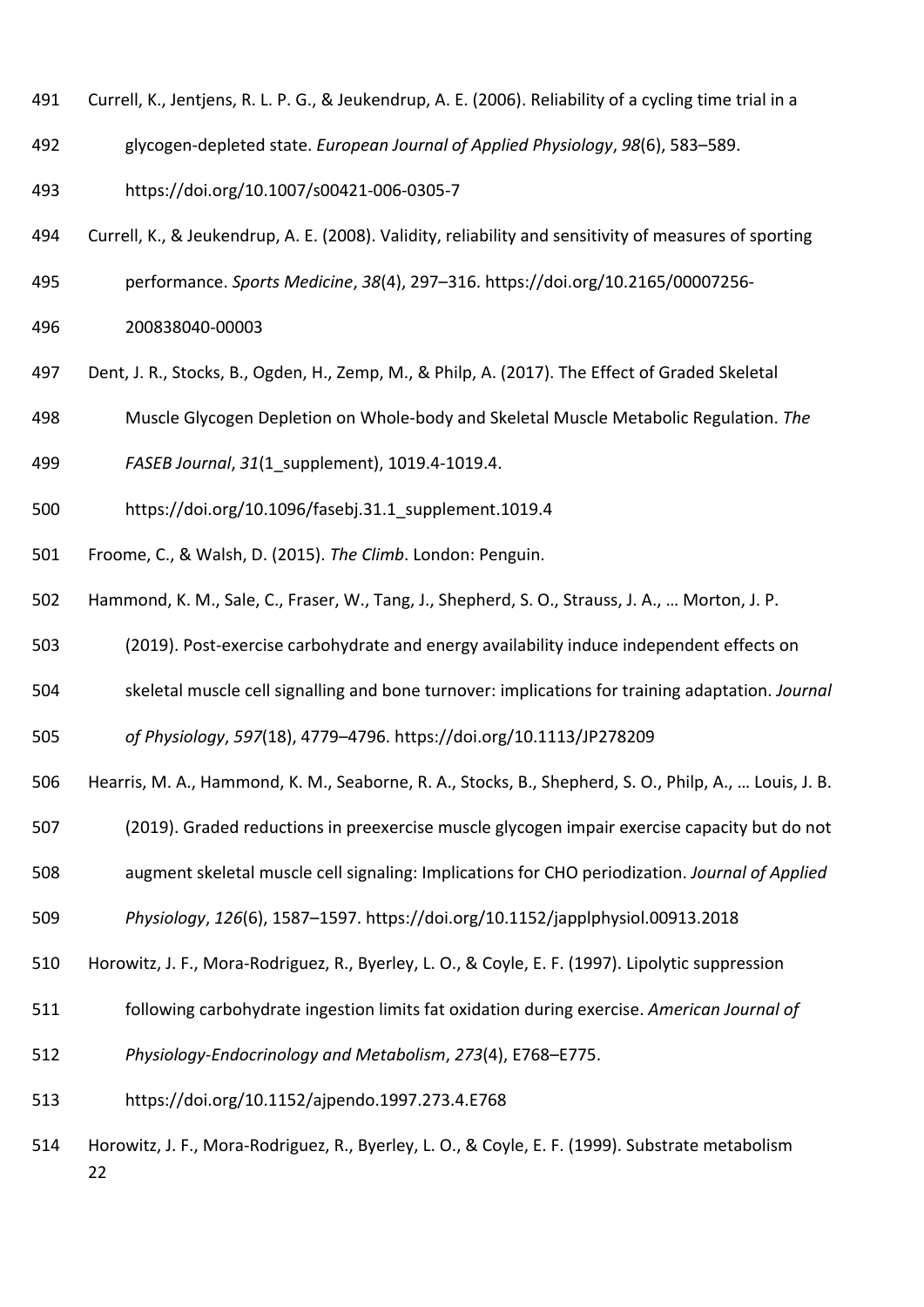Currell, K., Jentjens, R. L. P. G., & Jeukendrup, A. E. (2006). Reliability of a cycling time trial in a glycogen-depleted state. *European Journal of Applied Physiology*, *98*(6), 583–589. https://doi.org/10.1007/s00421-006-0305-7

Currell, K., & Jeukendrup, A. E. (2008). Validity, reliability and sensitivity of measures of sporting performance. *Sports Medicine*, *38*(4), 297–316. https://doi.org/10.2165/00007256-200838040-00003

Dent, J. R., Stocks, B., Ogden, H., Zemp, M., & Philp, A. (2017). The Effect of Graded Skeletal Muscle Glycogen Depletion on Whole-body and Skeletal Muscle Metabolic Regulation. *The FASEB Journal*, *31*(1_supplement), 1019.4-1019.4. https://doi.org/10.1096/fasebj.31.1_supplement.1019.4

Froome, C., & Walsh, D. (2015). *The Climb*. London: Penguin.

Hammond, K. M., Sale, C., Fraser, W., Tang, J., Shepherd, S. O., Strauss, J. A., … Morton, J. P. (2019). Post-exercise carbohydrate and energy availability induce independent effects on skeletal muscle cell signalling and bone turnover: implications for training adaptation. *Journal of Physiology*, *597*(18), 4779–4796. https://doi.org/10.1113/JP278209

Hearris, M. A., Hammond, K. M., Seaborne, R. A., Stocks, B., Shepherd, S. O., Philp, A., … Louis, J. B. (2019). Graded reductions in preexercise muscle glycogen impair exercise capacity but do not augment skeletal muscle cell signaling: Implications for CHO periodization. *Journal of Applied Physiology*, *126*(6), 1587–1597. https://doi.org/10.1152/japplphysiol.00913.2018

Horowitz, J. F., Mora-Rodriguez, R., Byerley, L. O., & Coyle, E. F. (1997). Lipolytic suppression following carbohydrate ingestion limits fat oxidation during exercise. *American Journal of Physiology-Endocrinology and Metabolism*, *273*(4), E768–E775. https://doi.org/10.1152/ajpendo.1997.273.4.E768

Horowitz, J. F., Mora-Rodriguez, R., Byerley, L. O., & Coyle, E. F. (1999). Substrate metabolism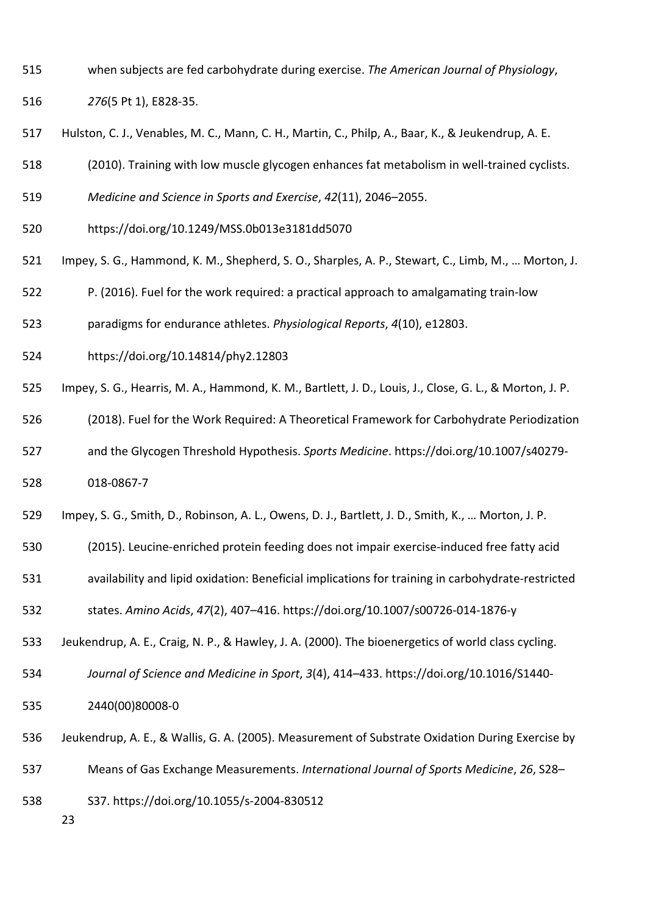when subjects are fed carbohydrate during exercise. *The American Journal of Physiology*, *276*(5 Pt 1), E828-35.

Hulston, C. J., Venables, M. C., Mann, C. H., Martin, C., Philp, A., Baar, K., & Jeukendrup, A. E. (2010). Training with low muscle glycogen enhances fat metabolism in well-trained cyclists. *Medicine and Science in Sports and Exercise*, *42*(11), 2046–2055. https://doi.org/10.1249/MSS.0b013e3181dd5070

Impey, S. G., Hammond, K. M., Shepherd, S. O., Sharples, A. P., Stewart, C., Limb, M., … Morton, J. P. (2016). Fuel for the work required: a practical approach to amalgamating train-low paradigms for endurance athletes. *Physiological Reports*, *4*(10), e12803. https://doi.org/10.14814/phy2.12803

Impey, S. G., Hearris, M. A., Hammond, K. M., Bartlett, J. D., Louis, J., Close, G. L., & Morton, J. P. (2018). Fuel for the Work Required: A Theoretical Framework for Carbohydrate Periodization and the Glycogen Threshold Hypothesis. *Sports Medicine*. https://doi.org/10.1007/s40279-018-0867-7

Impey, S. G., Smith, D., Robinson, A. L., Owens, D. J., Bartlett, J. D., Smith, K., … Morton, J. P. (2015). Leucine-enriched protein feeding does not impair exercise-induced free fatty acid availability and lipid oxidation: Beneficial implications for training in carbohydrate-restricted states. *Amino Acids*, *47*(2), 407–416. https://doi.org/10.1007/s00726-014-1876-y

Jeukendrup, A. E., Craig, N. P., & Hawley, J. A. (2000). The bioenergetics of world class cycling. *Journal of Science and Medicine in Sport*, *3*(4), 414–433. https://doi.org/10.1016/S1440-2440(00)80008-0

Jeukendrup, A. E., & Wallis, G. A. (2005). Measurement of Substrate Oxidation During Exercise by Means of Gas Exchange Measurements. *International Journal of Sports Medicine*, *26*, S28–S37. https://doi.org/10.1055/s-2004-830512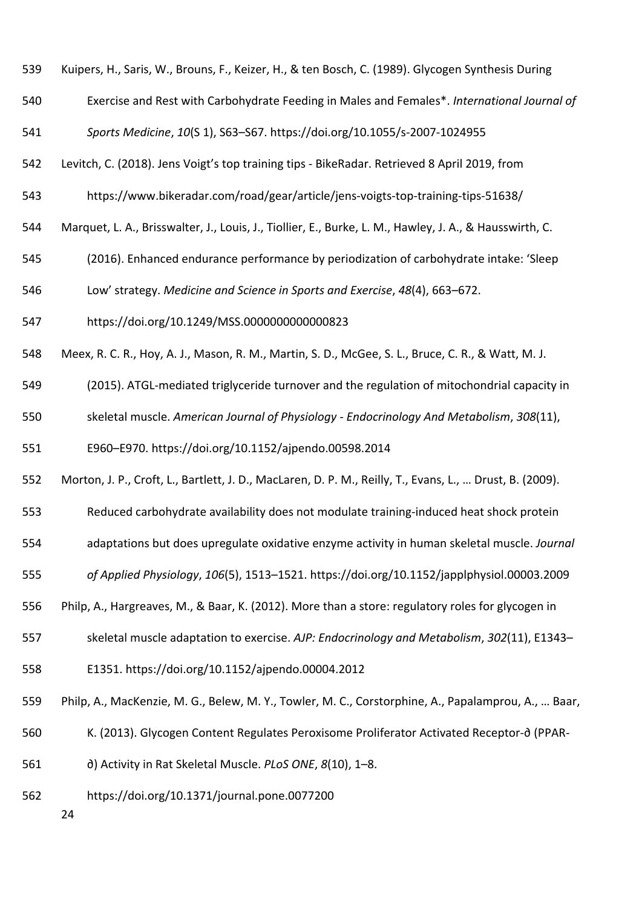Kuipers, H., Saris, W., Brouns, F., Keizer, H., & ten Bosch, C. (1989). Glycogen Synthesis During Exercise and Rest with Carbohydrate Feeding in Males and Females*. *International Journal of Sports Medicine*, *10*(S 1), S63–S67. https://doi.org/10.1055/s-2007-1024955

Levitch, C. (2018). Jens Voigt's top training tips - BikeRadar. Retrieved 8 April 2019, from https://www.bikeradar.com/road/gear/article/jens-voigts-top-training-tips-51638/

Marquet, L. A., Brisswalter, J., Louis, J., Tiollier, E., Burke, L. M., Hawley, J. A., & Hausswirth, C. (2016). Enhanced endurance performance by periodization of carbohydrate intake: 'Sleep Low' strategy. *Medicine and Science in Sports and Exercise*, *48*(4), 663–672. https://doi.org/10.1249/MSS.0000000000000823

Meex, R. C. R., Hoy, A. J., Mason, R. M., Martin, S. D., McGee, S. L., Bruce, C. R., & Watt, M. J. (2015). ATGL-mediated triglyceride turnover and the regulation of mitochondrial capacity in skeletal muscle. *American Journal of Physiology - Endocrinology And Metabolism*, *308*(11), E960–E970. https://doi.org/10.1152/ajpendo.00598.2014

Morton, J. P., Croft, L., Bartlett, J. D., MacLaren, D. P. M., Reilly, T., Evans, L., … Drust, B. (2009). Reduced carbohydrate availability does not modulate training-induced heat shock protein adaptations but does upregulate oxidative enzyme activity in human skeletal muscle. *Journal of Applied Physiology*, *106*(5), 1513–1521. https://doi.org/10.1152/japplphysiol.00003.2009

Philp, A., Hargreaves, M., & Baar, K. (2012). More than a store: regulatory roles for glycogen in skeletal muscle adaptation to exercise. *AJP: Endocrinology and Metabolism*, *302*(11), E1343–E1351. https://doi.org/10.1152/ajpendo.00004.2012

Philp, A., MacKenzie, M. G., Belew, M. Y., Towler, M. C., Corstorphine, A., Papalamprou, A., … Baar, K. (2013). Glycogen Content Regulates Peroxisome Proliferator Activated Receptor-∂ (PPAR-∂) Activity in Rat Skeletal Muscle. *PLoS ONE*, *8*(10), 1–8. https://doi.org/10.1371/journal.pone.0077200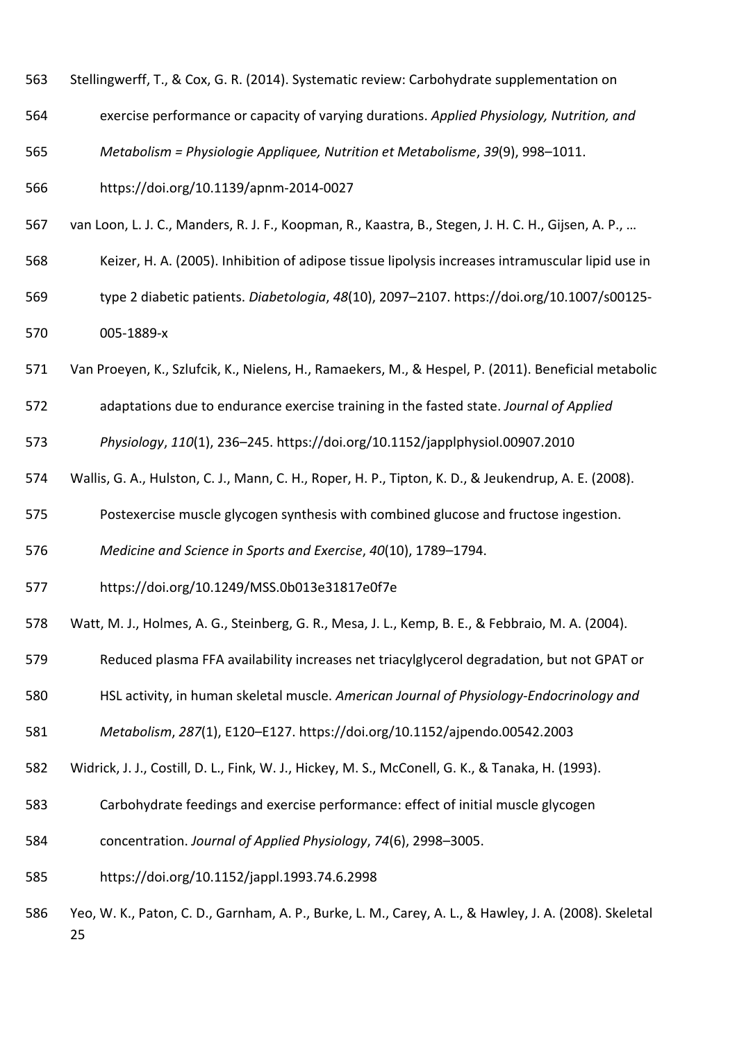Stellingwerff, T., & Cox, G. R. (2014). Systematic review: Carbohydrate supplementation on exercise performance or capacity of varying durations. *Applied Physiology, Nutrition, and Metabolism = Physiologie Appliquee, Nutrition et Metabolisme*, *39*(9), 998–1011. https://doi.org/10.1139/apnm-2014-0027

van Loon, L. J. C., Manders, R. J. F., Koopman, R., Kaastra, B., Stegen, J. H. C. H., Gijsen, A. P., … Keizer, H. A. (2005). Inhibition of adipose tissue lipolysis increases intramuscular lipid use in type 2 diabetic patients. *Diabetologia*, *48*(10), 2097–2107. https://doi.org/10.1007/s00125-005-1889-x

Van Proeyen, K., Szlufcik, K., Nielens, H., Ramaekers, M., & Hespel, P. (2011). Beneficial metabolic adaptations due to endurance exercise training in the fasted state. *Journal of Applied Physiology*, *110*(1), 236–245. https://doi.org/10.1152/japplphysiol.00907.2010

Wallis, G. A., Hulston, C. J., Mann, C. H., Roper, H. P., Tipton, K. D., & Jeukendrup, A. E. (2008). Postexercise muscle glycogen synthesis with combined glucose and fructose ingestion. *Medicine and Science in Sports and Exercise*, *40*(10), 1789–1794. https://doi.org/10.1249/MSS.0b013e31817e0f7e

Watt, M. J., Holmes, A. G., Steinberg, G. R., Mesa, J. L., Kemp, B. E., & Febbraio, M. A. (2004). Reduced plasma FFA availability increases net triacylglycerol degradation, but not GPAT or HSL activity, in human skeletal muscle. *American Journal of Physiology-Endocrinology and Metabolism*, *287*(1), E120–E127. https://doi.org/10.1152/ajpendo.00542.2003

Widrick, J. J., Costill, D. L., Fink, W. J., Hickey, M. S., McConell, G. K., & Tanaka, H. (1993). Carbohydrate feedings and exercise performance: effect of initial muscle glycogen concentration. *Journal of Applied Physiology*, *74*(6), 2998–3005. https://doi.org/10.1152/jappl.1993.74.6.2998

Yeo, W. K., Paton, C. D., Garnham, A. P., Burke, L. M., Carey, A. L., & Hawley, J. A. (2008). Skeletal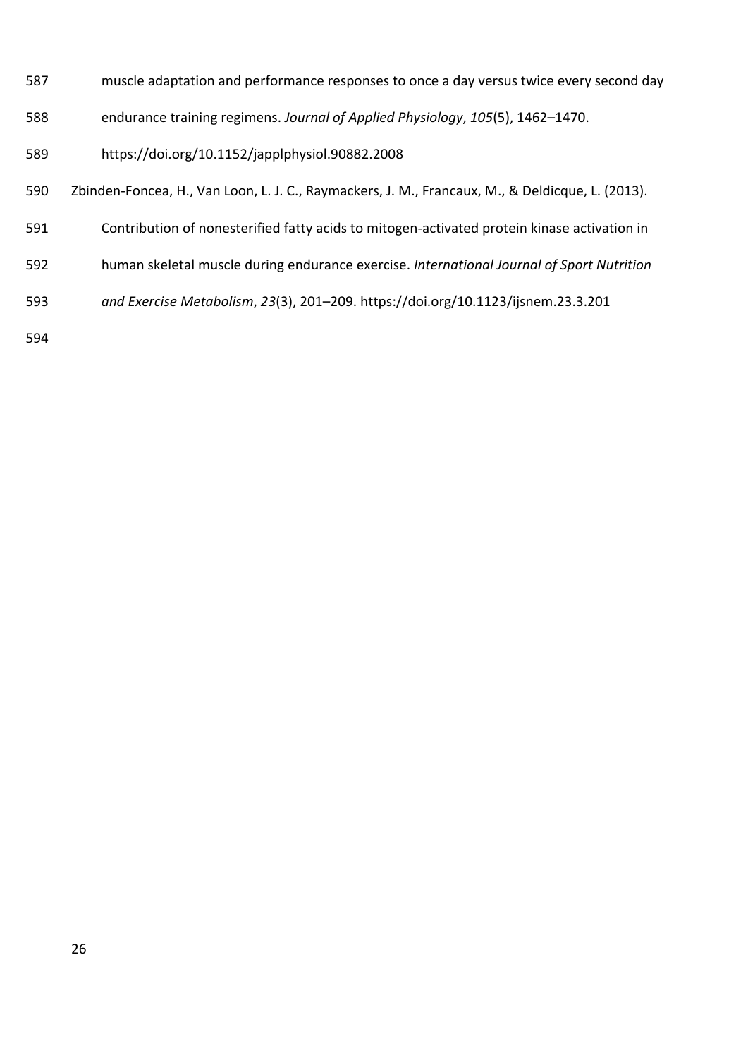muscle adaptation and performance responses to once a day versus twice every second day endurance training regimens. *Journal of Applied Physiology*, *105*(5), 1462–1470. https://doi.org/10.1152/japplphysiol.90882.2008

Zbinden-Foncea, H., Van Loon, L. J. C., Raymackers, J. M., Francaux, M., & Deldicque, L. (2013). Contribution of nonesterified fatty acids to mitogen-activated protein kinase activation in human skeletal muscle during endurance exercise. *International Journal of Sport Nutrition and Exercise Metabolism*, *23*(3), 201–209. https://doi.org/10.1123/ijsnem.23.3.201